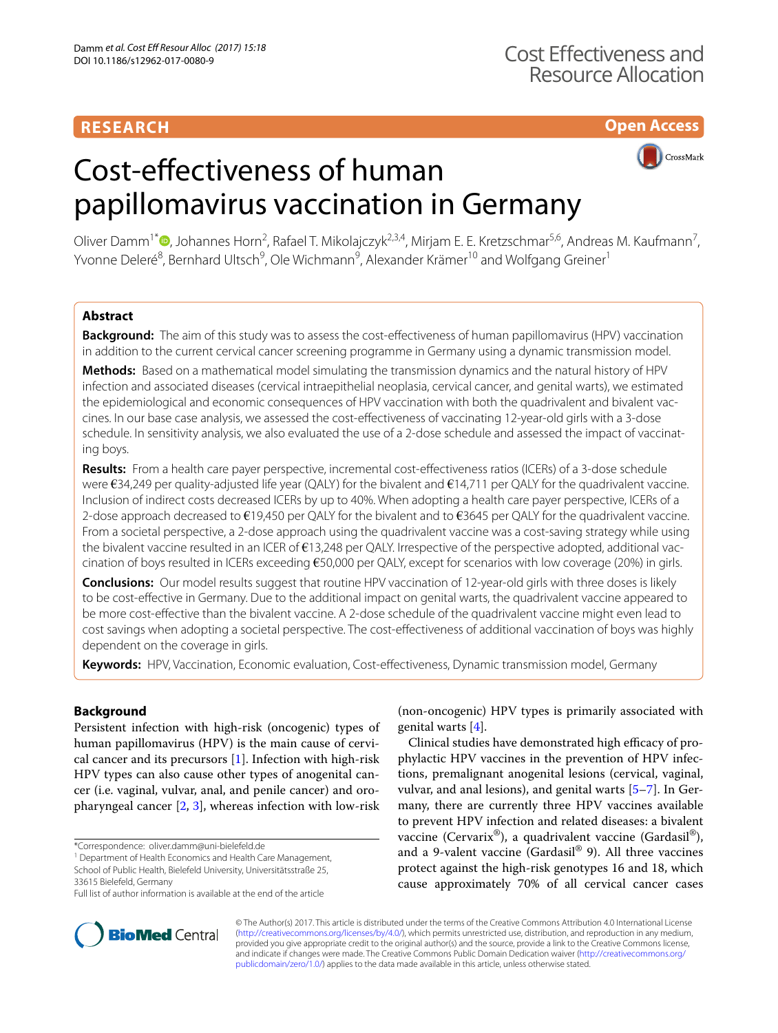RESEARCH

Open Access

# Cost-effectiveness of human papillomavirus vaccination in Germany

Oliver Damm[1*], Johannes Horn[2], Rafael T. Mikolajczyk[2,3,4], Mirjam E. E. Kretzschmar[5,6], Andreas M. Kaufmann[7], Yvonne Deleré[8], Bernhard Ultsch[9], Ole Wichmann[9], Alexander Krämer[10] and Wolfgang Greiner[1]

## Abstract

**Background:** The aim of this study was to assess the cost-effectiveness of human papillomavirus (HPV) vaccination in addition to the current cervical cancer screening programme in Germany using a dynamic transmission model.

**Methods:** Based on a mathematical model simulating the transmission dynamics and the natural history of HPV infection and associated diseases (cervical intraepithelial neoplasia, cervical cancer, and genital warts), we estimated the epidemiological and economic consequences of HPV vaccination with both the quadrivalent and bivalent vaccines. In our base case analysis, we assessed the cost-effectiveness of vaccinating 12-year-old girls with a 3-dose schedule. In sensitivity analysis, we also evaluated the use of a 2-dose schedule and assessed the impact of vaccinating boys.

**Results:** From a health care payer perspective, incremental cost-effectiveness ratios (ICERs) of a 3-dose schedule were €34,249 per quality-adjusted life year (QALY) for the bivalent and €14,711 per QALY for the quadrivalent vaccine. Inclusion of indirect costs decreased ICERs by up to 40%. When adopting a health care payer perspective, ICERs of a 2-dose approach decreased to €19,450 per QALY for the bivalent and to €3645 per QALY for the quadrivalent vaccine. From a societal perspective, a 2-dose approach using the quadrivalent vaccine was a cost-saving strategy while using the bivalent vaccine resulted in an ICER of €13,248 per QALY. Irrespective of the perspective adopted, additional vaccination of boys resulted in ICERs exceeding €50,000 per QALY, except for scenarios with low coverage (20%) in girls.

**Conclusions:** Our model results suggest that routine HPV vaccination of 12-year-old girls with three doses is likely to be cost-effective in Germany. Due to the additional impact on genital warts, the quadrivalent vaccine appeared to be more cost-effective than the bivalent vaccine. A 2-dose schedule of the quadrivalent vaccine might even lead to cost savings when adopting a societal perspective. The cost-effectiveness of additional vaccination of boys was highly dependent on the coverage in girls.

**Keywords:** HPV, Vaccination, Economic evaluation, Cost-effectiveness, Dynamic transmission model, Germany

## Background

Persistent infection with high-risk (oncogenic) types of human papillomavirus (HPV) is the main cause of cervical cancer and its precursors [1]. Infection with high-risk HPV types can also cause other types of anogenital cancer (i.e. vaginal, vulvar, anal, and penile cancer) and oropharyngeal cancer [2, 3], whereas infection with low-risk (non-oncogenic) HPV types is primarily associated with genital warts [4].

Clinical studies have demonstrated high efficacy of prophylactic HPV vaccines in the prevention of HPV infections, premalignant anogenital lesions (cervical, vaginal, vulvar, and anal lesions), and genital warts [5–7]. In Germany, there are currently three HPV vaccines available to prevent HPV infection and related diseases: a bivalent vaccine (Cervarix®), a quadrivalent vaccine (Gardasil®), and a 9-valent vaccine (Gardasil® 9). All three vaccines protect against the high-risk genotypes 16 and 18, which cause approximately 70% of all cervical cancer cases

*Correspondence: oliver.damm@uni-bielefeld.de
[1] Department of Health Economics and Health Care Management, School of Public Health, Bielefeld University, Universitätsstraße 25, 33615 Bielefeld, Germany
Full list of author information is available at the end of the article

© The Author(s) 2017. This article is distributed under the terms of the Creative Commons Attribution 4.0 International License (http://creativecommons.org/licenses/by/4.0/), which permits unrestricted use, distribution, and reproduction in any medium, provided you give appropriate credit to the original author(s) and the source, provide a link to the Creative Commons license, and indicate if changes were made. The Creative Commons Public Domain Dedication waiver (http://creativecommons.org/publicdomain/zero/1.0/) applies to the data made available in this article, unless otherwise stated.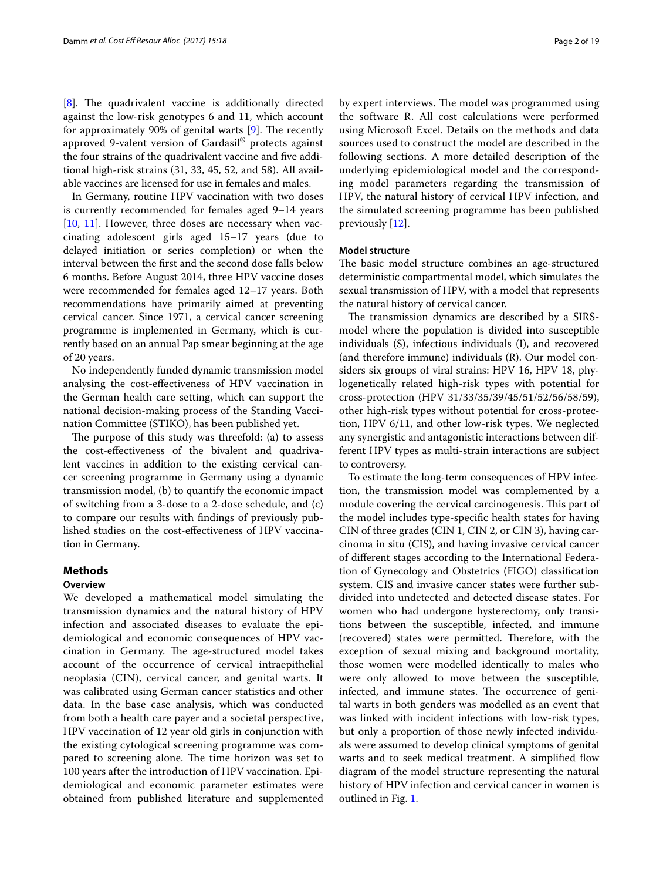[8]. The quadrivalent vaccine is additionally directed against the low-risk genotypes 6 and 11, which account for approximately 90% of genital warts [9]. The recently approved 9-valent version of Gardasil® protects against the four strains of the quadrivalent vaccine and five additional high-risk strains (31, 33, 45, 52, and 58). All available vaccines are licensed for use in females and males.

In Germany, routine HPV vaccination with two doses is currently recommended for females aged 9–14 years [10, 11]. However, three doses are necessary when vaccinating adolescent girls aged 15–17 years (due to delayed initiation or series completion) or when the interval between the first and the second dose falls below 6 months. Before August 2014, three HPV vaccine doses were recommended for females aged 12–17 years. Both recommendations have primarily aimed at preventing cervical cancer. Since 1971, a cervical cancer screening programme is implemented in Germany, which is currently based on an annual Pap smear beginning at the age of 20 years.

No independently funded dynamic transmission model analysing the cost-effectiveness of HPV vaccination in the German health care setting, which can support the national decision-making process of the Standing Vaccination Committee (STIKO), has been published yet.

The purpose of this study was threefold: (a) to assess the cost-effectiveness of the bivalent and quadrivalent vaccines in addition to the existing cervical cancer screening programme in Germany using a dynamic transmission model, (b) to quantify the economic impact of switching from a 3-dose to a 2-dose schedule, and (c) to compare our results with findings of previously published studies on the cost-effectiveness of HPV vaccination in Germany.

## Methods

### Overview

We developed a mathematical model simulating the transmission dynamics and the natural history of HPV infection and associated diseases to evaluate the epidemiological and economic consequences of HPV vaccination in Germany. The age-structured model takes account of the occurrence of cervical intraepithelial neoplasia (CIN), cervical cancer, and genital warts. It was calibrated using German cancer statistics and other data. In the base case analysis, which was conducted from both a health care payer and a societal perspective, HPV vaccination of 12 year old girls in conjunction with the existing cytological screening programme was compared to screening alone. The time horizon was set to 100 years after the introduction of HPV vaccination. Epidemiological and economic parameter estimates were obtained from published literature and supplemented by expert interviews. The model was programmed using the software R. All cost calculations were performed using Microsoft Excel. Details on the methods and data sources used to construct the model are described in the following sections. A more detailed description of the underlying epidemiological model and the corresponding model parameters regarding the transmission of HPV, the natural history of cervical HPV infection, and the simulated screening programme has been published previously [12].

### Model structure

The basic model structure combines an age-structured deterministic compartmental model, which simulates the sexual transmission of HPV, with a model that represents the natural history of cervical cancer.

The transmission dynamics are described by a SIRS-model where the population is divided into susceptible individuals (S), infectious individuals (I), and recovered (and therefore immune) individuals (R). Our model considers six groups of viral strains: HPV 16, HPV 18, phylogenetically related high-risk types with potential for cross-protection (HPV 31/33/35/39/45/51/52/56/58/59), other high-risk types without potential for cross-protection, HPV 6/11, and other low-risk types. We neglected any synergistic and antagonistic interactions between different HPV types as multi-strain interactions are subject to controversy.

To estimate the long-term consequences of HPV infection, the transmission model was complemented by a module covering the cervical carcinogenesis. This part of the model includes type-specific health states for having CIN of three grades (CIN 1, CIN 2, or CIN 3), having carcinoma in situ (CIS), and having invasive cervical cancer of different stages according to the International Federation of Gynecology and Obstetrics (FIGO) classification system. CIS and invasive cancer states were further subdivided into undetected and detected disease states. For women who had undergone hysterectomy, only transitions between the susceptible, infected, and immune (recovered) states were permitted. Therefore, with the exception of sexual mixing and background mortality, those women were modelled identically to males who were only allowed to move between the susceptible, infected, and immune states. The occurrence of genital warts in both genders was modelled as an event that was linked with incident infections with low-risk types, but only a proportion of those newly infected individuals were assumed to develop clinical symptoms of genital warts and to seek medical treatment. A simplified flow diagram of the model structure representing the natural history of HPV infection and cervical cancer in women is outlined in Fig. 1.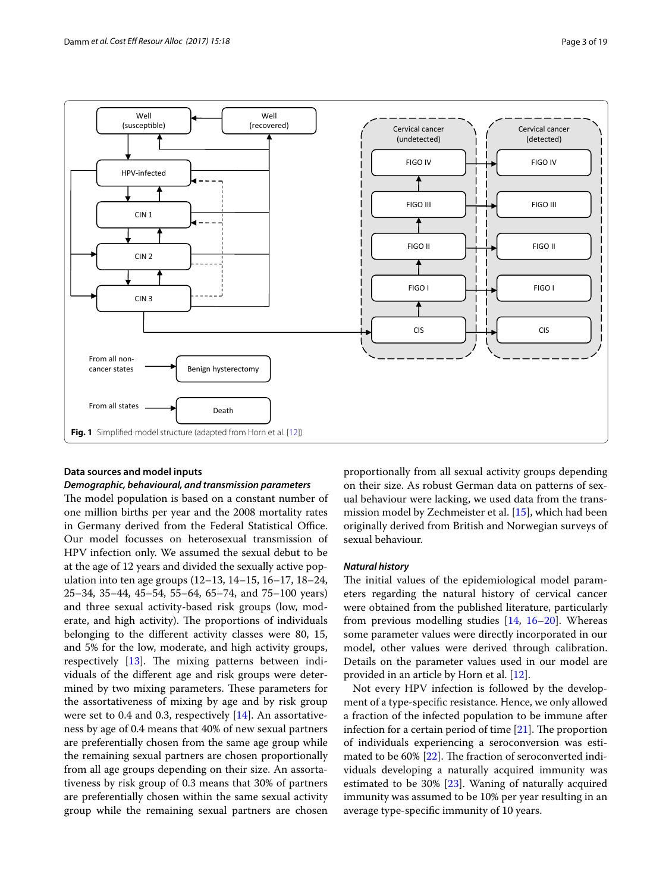Fig. 1 Simplified model structure (adapted from Horn et al. [12])

## Data sources and model inputs

### Demographic, behavioural, and transmission parameters

The model population is based on a constant number of one million births per year and the 2008 mortality rates in Germany derived from the Federal Statistical Office. Our model focusses on heterosexual transmission of HPV infection only. We assumed the sexual debut to be at the age of 12 years and divided the sexually active population into ten age groups (12–13, 14–15, 16–17, 18–24, 25–34, 35–44, 45–54, 55–64, 65–74, and 75–100 years) and three sexual activity-based risk groups (low, moderate, and high activity). The proportions of individuals belonging to the different activity classes were 80, 15, and 5% for the low, moderate, and high activity groups, respectively [13]. The mixing patterns between individuals of the different age and risk groups were determined by two mixing parameters. These parameters for the assortativeness of mixing by age and by risk group were set to 0.4 and 0.3, respectively [14]. An assortativeness by age of 0.4 means that 40% of new sexual partners are preferentially chosen from the same age group while the remaining sexual partners are chosen proportionally from all age groups depending on their size. An assortativeness by risk group of 0.3 means that 30% of partners are preferentially chosen within the same sexual activity group while the remaining sexual partners are chosen proportionally from all sexual activity groups depending on their size. As robust German data on patterns of sexual behaviour were lacking, we used data from the transmission model by Zechmeister et al. [15], which had been originally derived from British and Norwegian surveys of sexual behaviour.

### Natural history

The initial values of the epidemiological model parameters regarding the natural history of cervical cancer were obtained from the published literature, particularly from previous modelling studies [14, 16–20]. Whereas some parameter values were directly incorporated in our model, other values were derived through calibration. Details on the parameter values used in our model are provided in an article by Horn et al. [12].

Not every HPV infection is followed by the development of a type-specific resistance. Hence, we only allowed a fraction of the infected population to be immune after infection for a certain period of time [21]. The proportion of individuals experiencing a seroconversion was estimated to be 60% [22]. The fraction of seroconverted individuals developing a naturally acquired immunity was estimated to be 30% [23]. Waning of naturally acquired immunity was assumed to be 10% per year resulting in an average type-specific immunity of 10 years.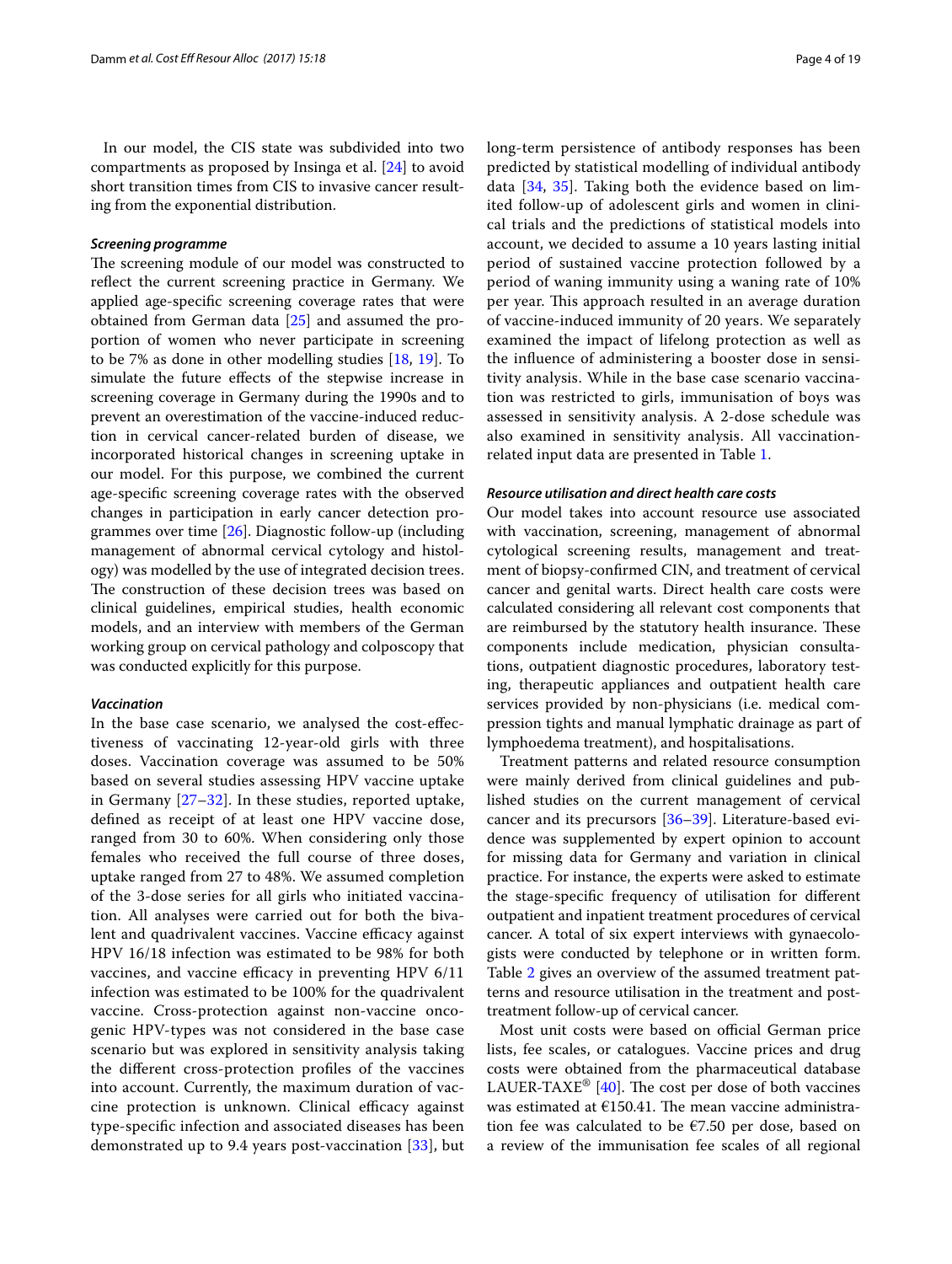In our model, the CIS state was subdivided into two compartments as proposed by Insinga et al. [24] to avoid short transition times from CIS to invasive cancer resulting from the exponential distribution.

#### *Screening programme*

The screening module of our model was constructed to reflect the current screening practice in Germany. We applied age-specific screening coverage rates that were obtained from German data [25] and assumed the proportion of women who never participate in screening to be 7% as done in other modelling studies [18, 19]. To simulate the future effects of the stepwise increase in screening coverage in Germany during the 1990s and to prevent an overestimation of the vaccine-induced reduction in cervical cancer-related burden of disease, we incorporated historical changes in screening uptake in our model. For this purpose, we combined the current age-specific screening coverage rates with the observed changes in participation in early cancer detection programmes over time [26]. Diagnostic follow-up (including management of abnormal cervical cytology and histology) was modelled by the use of integrated decision trees. The construction of these decision trees was based on clinical guidelines, empirical studies, health economic models, and an interview with members of the German working group on cervical pathology and colposcopy that was conducted explicitly for this purpose.

#### *Vaccination*

In the base case scenario, we analysed the cost-effectiveness of vaccinating 12-year-old girls with three doses. Vaccination coverage was assumed to be 50% based on several studies assessing HPV vaccine uptake in Germany [27–32]. In these studies, reported uptake, defined as receipt of at least one HPV vaccine dose, ranged from 30 to 60%. When considering only those females who received the full course of three doses, uptake ranged from 27 to 48%. We assumed completion of the 3-dose series for all girls who initiated vaccination. All analyses were carried out for both the bivalent and quadrivalent vaccines. Vaccine efficacy against HPV 16/18 infection was estimated to be 98% for both vaccines, and vaccine efficacy in preventing HPV 6/11 infection was estimated to be 100% for the quadrivalent vaccine. Cross-protection against non-vaccine oncogenic HPV-types was not considered in the base case scenario but was explored in sensitivity analysis taking the different cross-protection profiles of the vaccines into account. Currently, the maximum duration of vaccine protection is unknown. Clinical efficacy against type-specific infection and associated diseases has been demonstrated up to 9.4 years post-vaccination [33], but long-term persistence of antibody responses has been predicted by statistical modelling of individual antibody data [34, 35]. Taking both the evidence based on limited follow-up of adolescent girls and women in clinical trials and the predictions of statistical models into account, we decided to assume a 10 years lasting initial period of sustained vaccine protection followed by a period of waning immunity using a waning rate of 10% per year. This approach resulted in an average duration of vaccine-induced immunity of 20 years. We separately examined the impact of lifelong protection as well as the influence of administering a booster dose in sensitivity analysis. While in the base case scenario vaccination was restricted to girls, immunisation of boys was assessed in sensitivity analysis. A 2-dose schedule was also examined in sensitivity analysis. All vaccination-related input data are presented in Table 1.

#### *Resource utilisation and direct health care costs*

Our model takes into account resource use associated with vaccination, screening, management of abnormal cytological screening results, management and treatment of biopsy-confirmed CIN, and treatment of cervical cancer and genital warts. Direct health care costs were calculated considering all relevant cost components that are reimbursed by the statutory health insurance. These components include medication, physician consultations, outpatient diagnostic procedures, laboratory testing, therapeutic appliances and outpatient health care services provided by non-physicians (i.e. medical compression tights and manual lymphatic drainage as part of lymphoedema treatment), and hospitalisations.

Treatment patterns and related resource consumption were mainly derived from clinical guidelines and published studies on the current management of cervical cancer and its precursors [36–39]. Literature-based evidence was supplemented by expert opinion to account for missing data for Germany and variation in clinical practice. For instance, the experts were asked to estimate the stage-specific frequency of utilisation for different outpatient and inpatient treatment procedures of cervical cancer. A total of six expert interviews with gynaecologists were conducted by telephone or in written form. Table 2 gives an overview of the assumed treatment patterns and resource utilisation in the treatment and post-treatment follow-up of cervical cancer.

Most unit costs were based on official German price lists, fee scales, or catalogues. Vaccine prices and drug costs were obtained from the pharmaceutical database LAUER-TAXE® [40]. The cost per dose of both vaccines was estimated at €150.41. The mean vaccine administration fee was calculated to be €7.50 per dose, based on a review of the immunisation fee scales of all regional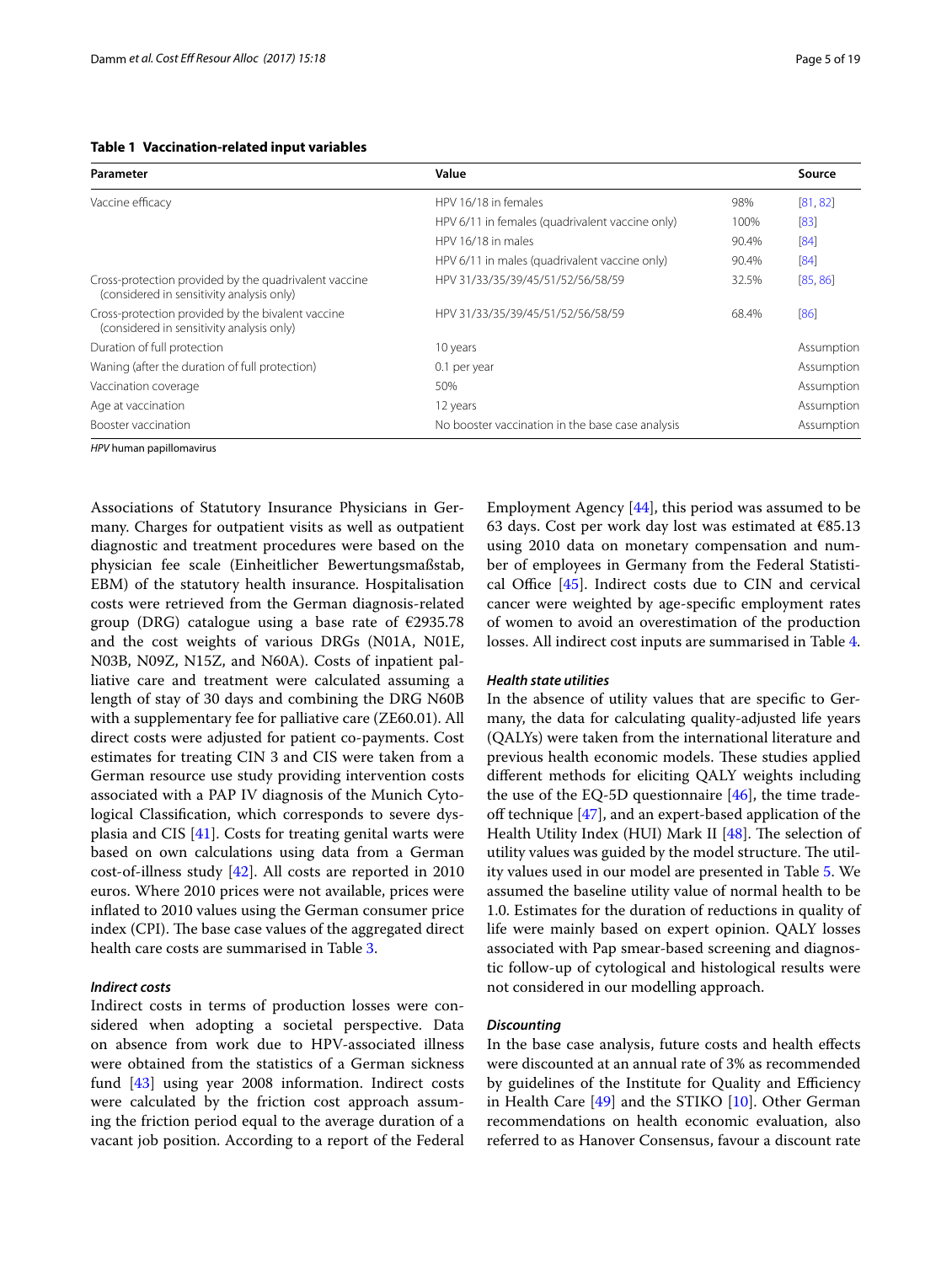**Table 1 Vaccination-related input variables**

| Parameter | Value | | Source |
|---|---|---|---|
| Vaccine efficacy | HPV 16/18 in females | 98% | [81, 82] |
| | HPV 6/11 in females (quadrivalent vaccine only) | 100% | [83] |
| | HPV 16/18 in males | 90.4% | [84] |
| | HPV 6/11 in males (quadrivalent vaccine only) | 90.4% | [84] |
| Cross-protection provided by the quadrivalent vaccine (considered in sensitivity analysis only) | HPV 31/33/35/39/45/51/52/56/58/59 | 32.5% | [85, 86] |
| Cross-protection provided by the bivalent vaccine (considered in sensitivity analysis only) | HPV 31/33/35/39/45/51/52/56/58/59 | 68.4% | [86] |
| Duration of full protection | 10 years | | Assumption |
| Waning (after the duration of full protection) | 0.1 per year | | Assumption |
| Vaccination coverage | 50% | | Assumption |
| Age at vaccination | 12 years | | Assumption |
| Booster vaccination | No booster vaccination in the base case analysis | | Assumption |

*HPV* human papillomavirus

Associations of Statutory Insurance Physicians in Germany. Charges for outpatient visits as well as outpatient diagnostic and treatment procedures were based on the physician fee scale (Einheitlicher Bewertungsmaßstab, EBM) of the statutory health insurance. Hospitalisation costs were retrieved from the German diagnosis-related group (DRG) catalogue using a base rate of €2935.78 and the cost weights of various DRGs (N01A, N01E, N03B, N09Z, N15Z, and N60A). Costs of inpatient palliative care and treatment were calculated assuming a length of stay of 30 days and combining the DRG N60B with a supplementary fee for palliative care (ZE60.01). All direct costs were adjusted for patient co-payments. Cost estimates for treating CIN 3 and CIS were taken from a German resource use study providing intervention costs associated with a PAP IV diagnosis of the Munich Cytological Classification, which corresponds to severe dysplasia and CIS [41]. Costs for treating genital warts were based on own calculations using data from a German cost-of-illness study [42]. All costs are reported in 2010 euros. Where 2010 prices were not available, prices were inflated to 2010 values using the German consumer price index (CPI). The base case values of the aggregated direct health care costs are summarised in Table 3.

#### *Indirect costs*

Indirect costs in terms of production losses were considered when adopting a societal perspective. Data on absence from work due to HPV-associated illness were obtained from the statistics of a German sickness fund [43] using year 2008 information. Indirect costs were calculated by the friction cost approach assuming the friction period equal to the average duration of a vacant job position. According to a report of the Federal Employment Agency [44], this period was assumed to be 63 days. Cost per work day lost was estimated at €85.13 using 2010 data on monetary compensation and number of employees in Germany from the Federal Statistical Office [45]. Indirect costs due to CIN and cervical cancer were weighted by age-specific employment rates of women to avoid an overestimation of the production losses. All indirect cost inputs are summarised in Table 4.

#### *Health state utilities*

In the absence of utility values that are specific to Germany, the data for calculating quality-adjusted life years (QALYs) were taken from the international literature and previous health economic models. These studies applied different methods for eliciting QALY weights including the use of the EQ-5D questionnaire [46], the time trade-off technique [47], and an expert-based application of the Health Utility Index (HUI) Mark II [48]. The selection of utility values was guided by the model structure. The utility values used in our model are presented in Table 5. We assumed the baseline utility value of normal health to be 1.0. Estimates for the duration of reductions in quality of life were mainly based on expert opinion. QALY losses associated with Pap smear-based screening and diagnostic follow-up of cytological and histological results were not considered in our modelling approach.

#### *Discounting*

In the base case analysis, future costs and health effects were discounted at an annual rate of 3% as recommended by guidelines of the Institute for Quality and Efficiency in Health Care [49] and the STIKO [10]. Other German recommendations on health economic evaluation, also referred to as Hanover Consensus, favour a discount rate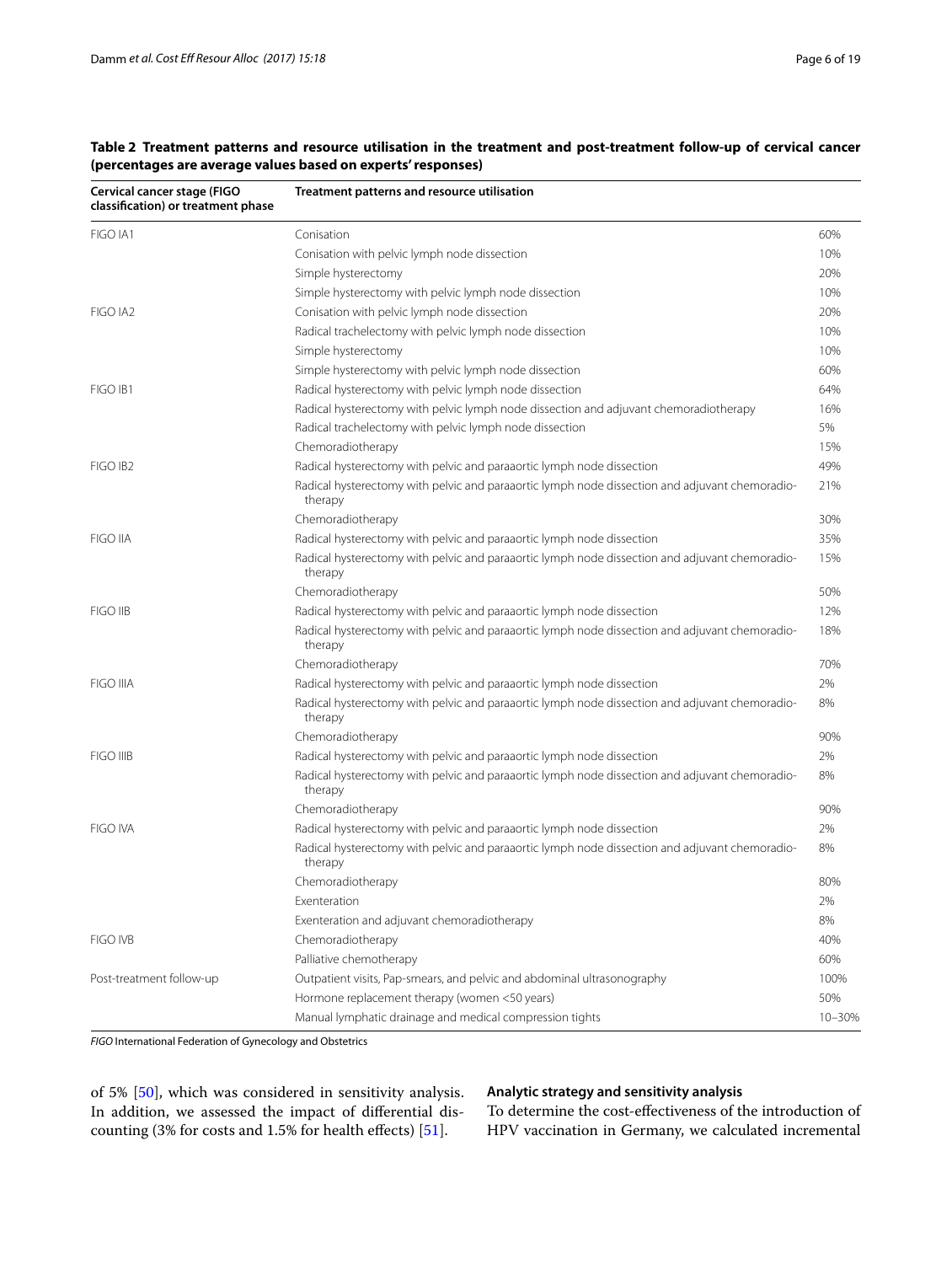**Table 2 Treatment patterns and resource utilisation in the treatment and post-treatment follow-up of cervical cancer (percentages are average values based on experts' responses)**

| Cervical cancer stage (FIGO classification) or treatment phase | Treatment patterns and resource utilisation | |
|---|---|---|
| FIGO IA1 | Conisation | 60% |
| | Conisation with pelvic lymph node dissection | 10% |
| | Simple hysterectomy | 20% |
| | Simple hysterectomy with pelvic lymph node dissection | 10% |
| FIGO IA2 | Conisation with pelvic lymph node dissection | 20% |
| | Radical trachelectomy with pelvic lymph node dissection | 10% |
| | Simple hysterectomy | 10% |
| | Simple hysterectomy with pelvic lymph node dissection | 60% |
| FIGO IB1 | Radical hysterectomy with pelvic lymph node dissection | 64% |
| | Radical hysterectomy with pelvic lymph node dissection and adjuvant chemoradiotherapy | 16% |
| | Radical trachelectomy with pelvic lymph node dissection | 5% |
| | Chemoradiotherapy | 15% |
| FIGO IB2 | Radical hysterectomy with pelvic and paraaortic lymph node dissection | 49% |
| | Radical hysterectomy with pelvic and paraaortic lymph node dissection and adjuvant chemoradiotherapy | 21% |
| | Chemoradiotherapy | 30% |
| FIGO IIA | Radical hysterectomy with pelvic and paraaortic lymph node dissection | 35% |
| | Radical hysterectomy with pelvic and paraaortic lymph node dissection and adjuvant chemoradiotherapy | 15% |
| | Chemoradiotherapy | 50% |
| FIGO IIB | Radical hysterectomy with pelvic and paraaortic lymph node dissection | 12% |
| | Radical hysterectomy with pelvic and paraaortic lymph node dissection and adjuvant chemoradiotherapy | 18% |
| | Chemoradiotherapy | 70% |
| FIGO IIIA | Radical hysterectomy with pelvic and paraaortic lymph node dissection | 2% |
| | Radical hysterectomy with pelvic and paraaortic lymph node dissection and adjuvant chemoradiotherapy | 8% |
| | Chemoradiotherapy | 90% |
| FIGO IIIB | Radical hysterectomy with pelvic and paraaortic lymph node dissection | 2% |
| | Radical hysterectomy with pelvic and paraaortic lymph node dissection and adjuvant chemoradiotherapy | 8% |
| | Chemoradiotherapy | 90% |
| FIGO IVA | Radical hysterectomy with pelvic and paraaortic lymph node dissection | 2% |
| | Radical hysterectomy with pelvic and paraaortic lymph node dissection and adjuvant chemoradiotherapy | 8% |
| | Chemoradiotherapy | 80% |
| | Exenteration | 2% |
| | Exenteration and adjuvant chemoradiotherapy | 8% |
| FIGO IVB | Chemoradiotherapy | 40% |
| | Palliative chemotherapy | 60% |
| Post-treatment follow-up | Outpatient visits, Pap-smears, and pelvic and abdominal ultrasonography | 100% |
| | Hormone replacement therapy (women <50 years) | 50% |
| | Manual lymphatic drainage and medical compression tights | 10–30% |

*FIGO* International Federation of Gynecology and Obstetrics

of 5% [50], which was considered in sensitivity analysis. In addition, we assessed the impact of differential discounting (3% for costs and 1.5% for health effects) [51].

### Analytic strategy and sensitivity analysis

To determine the cost-effectiveness of the introduction of HPV vaccination in Germany, we calculated incremental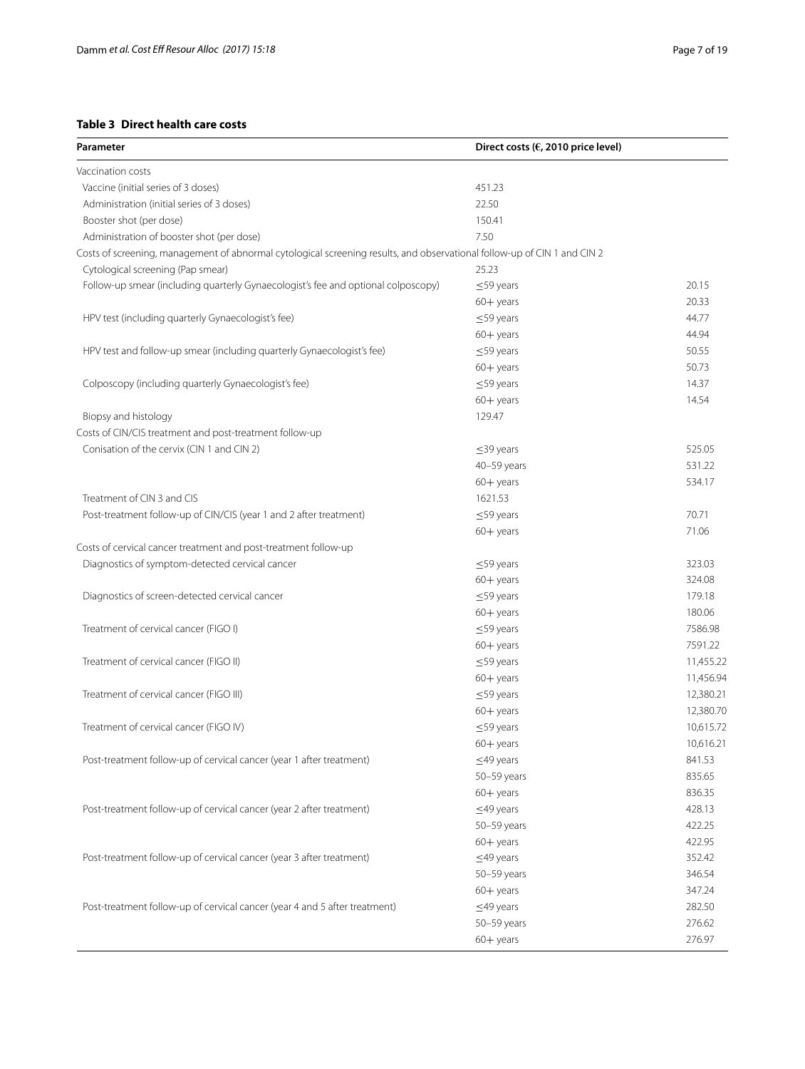**Table 3 Direct health care costs**

| Parameter | Direct costs (€, 2010 price level) | |
|---|---|---|
| Vaccination costs | | |
| Vaccine (initial series of 3 doses) | 451.23 | |
| Administration (initial series of 3 doses) | 22.50 | |
| Booster shot (per dose) | 150.41 | |
| Administration of booster shot (per dose) | 7.50 | |
| Costs of screening, management of abnormal cytological screening results, and observational follow-up of CIN 1 and CIN 2 | | |
| Cytological screening (Pap smear) | 25.23 | |
| Follow-up smear (including quarterly Gynaecologist's fee and optional colposcopy) | ≤59 years | 20.15 |
| | 60+ years | 20.33 |
| HPV test (including quarterly Gynaecologist's fee) | ≤59 years | 44.77 |
| | 60+ years | 44.94 |
| HPV test and follow-up smear (including quarterly Gynaecologist's fee) | ≤59 years | 50.55 |
| | 60+ years | 50.73 |
| Colposcopy (including quarterly Gynaecologist's fee) | ≤59 years | 14.37 |
| | 60+ years | 14.54 |
| Biopsy and histology | 129.47 | |
| Costs of CIN/CIS treatment and post-treatment follow-up | | |
| Conisation of the cervix (CIN 1 and CIN 2) | ≤39 years | 525.05 |
| | 40–59 years | 531.22 |
| | 60+ years | 534.17 |
| Treatment of CIN 3 and CIS | 1621.53 | |
| Post-treatment follow-up of CIN/CIS (year 1 and 2 after treatment) | ≤59 years | 70.71 |
| | 60+ years | 71.06 |
| Costs of cervical cancer treatment and post-treatment follow-up | | |
| Diagnostics of symptom-detected cervical cancer | ≤59 years | 323.03 |
| | 60+ years | 324.08 |
| Diagnostics of screen-detected cervical cancer | ≤59 years | 179.18 |
| | 60+ years | 180.06 |
| Treatment of cervical cancer (FIGO I) | ≤59 years | 7586.98 |
| | 60+ years | 7591.22 |
| Treatment of cervical cancer (FIGO II) | ≤59 years | 11,455.22 |
| | 60+ years | 11,456.94 |
| Treatment of cervical cancer (FIGO III) | ≤59 years | 12,380.21 |
| | 60+ years | 12,380.70 |
| Treatment of cervical cancer (FIGO IV) | ≤59 years | 10,615.72 |
| | 60+ years | 10,616.21 |
| Post-treatment follow-up of cervical cancer (year 1 after treatment) | ≤49 years | 841.53 |
| | 50–59 years | 835.65 |
| | 60+ years | 836.35 |
| Post-treatment follow-up of cervical cancer (year 2 after treatment) | ≤49 years | 428.13 |
| | 50–59 years | 422.25 |
| | 60+ years | 422.95 |
| Post-treatment follow-up of cervical cancer (year 3 after treatment) | ≤49 years | 352.42 |
| | 50–59 years | 346.54 |
| | 60+ years | 347.24 |
| Post-treatment follow-up of cervical cancer (year 4 and 5 after treatment) | ≤49 years | 282.50 |
| | 50–59 years | 276.62 |
| | 60+ years | 276.97 |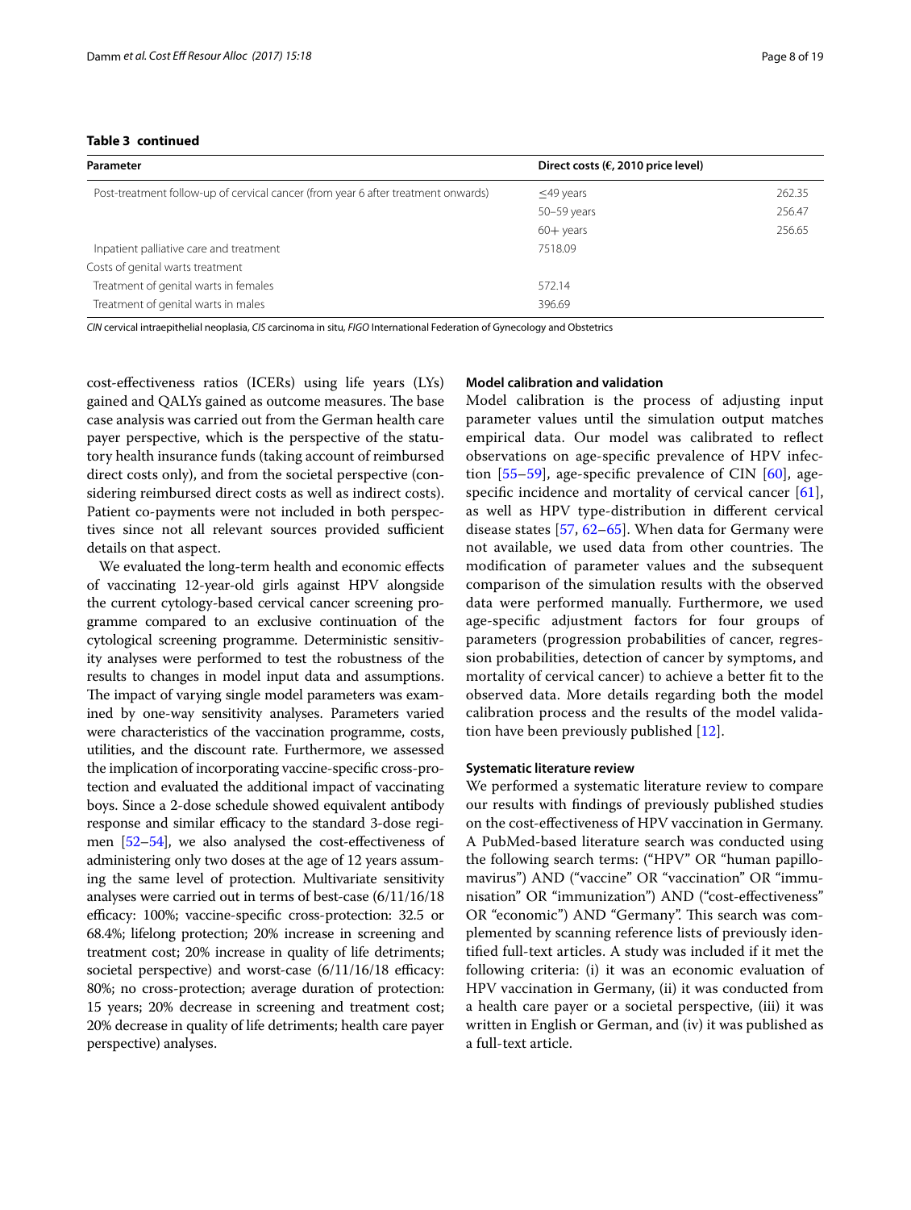**Table 3 continued**

| Parameter | Direct costs (€, 2010 price level) | |
|---|---|---|
| Post-treatment follow-up of cervical cancer (from year 6 after treatment onwards) | ≤49 years | 262.35 |
| | 50–59 years | 256.47 |
| | 60+ years | 256.65 |
| Inpatient palliative care and treatment | 7518.09 | |
| Costs of genital warts treatment | | |
| Treatment of genital warts in females | 572.14 | |
| Treatment of genital warts in males | 396.69 | |

*CIN* cervical intraepithelial neoplasia, *CIS* carcinoma in situ, *FIGO* International Federation of Gynecology and Obstetrics

cost-effectiveness ratios (ICERs) using life years (LYs) gained and QALYs gained as outcome measures. The base case analysis was carried out from the German health care payer perspective, which is the perspective of the statutory health insurance funds (taking account of reimbursed direct costs only), and from the societal perspective (considering reimbursed direct costs as well as indirect costs). Patient co-payments were not included in both perspectives since not all relevant sources provided sufficient details on that aspect.

We evaluated the long-term health and economic effects of vaccinating 12-year-old girls against HPV alongside the current cytology-based cervical cancer screening programme compared to an exclusive continuation of the cytological screening programme. Deterministic sensitivity analyses were performed to test the robustness of the results to changes in model input data and assumptions. The impact of varying single model parameters was examined by one-way sensitivity analyses. Parameters varied were characteristics of the vaccination programme, costs, utilities, and the discount rate. Furthermore, we assessed the implication of incorporating vaccine-specific cross-protection and evaluated the additional impact of vaccinating boys. Since a 2-dose schedule showed equivalent antibody response and similar efficacy to the standard 3-dose regimen [52–54], we also analysed the cost-effectiveness of administering only two doses at the age of 12 years assuming the same level of protection. Multivariate sensitivity analyses were carried out in terms of best-case (6/11/16/18 efficacy: 100%; vaccine-specific cross-protection: 32.5 or 68.4%; lifelong protection; 20% increase in screening and treatment cost; 20% increase in quality of life detriments; societal perspective) and worst-case (6/11/16/18 efficacy: 80%; no cross-protection; average duration of protection: 15 years; 20% decrease in screening and treatment cost; 20% decrease in quality of life detriments; health care payer perspective) analyses.

#### Model calibration and validation

Model calibration is the process of adjusting input parameter values until the simulation output matches empirical data. Our model was calibrated to reflect observations on age-specific prevalence of HPV infection [55–59], age-specific prevalence of CIN [60], age-specific incidence and mortality of cervical cancer [61], as well as HPV type-distribution in different cervical disease states [57, 62–65]. When data for Germany were not available, we used data from other countries. The modification of parameter values and the subsequent comparison of the simulation results with the observed data were performed manually. Furthermore, we used age-specific adjustment factors for four groups of parameters (progression probabilities of cancer, regression probabilities, detection of cancer by symptoms, and mortality of cervical cancer) to achieve a better fit to the observed data. More details regarding both the model calibration process and the results of the model validation have been previously published [12].

#### Systematic literature review

We performed a systematic literature review to compare our results with findings of previously published studies on the cost-effectiveness of HPV vaccination in Germany. A PubMed-based literature search was conducted using the following search terms: ("HPV" OR "human papillomavirus") AND ("vaccine" OR "vaccination" OR "immunisation" OR "immunization") AND ("cost-effectiveness" OR "economic") AND "Germany". This search was complemented by scanning reference lists of previously identified full-text articles. A study was included if it met the following criteria: (i) it was an economic evaluation of HPV vaccination in Germany, (ii) it was conducted from a health care payer or a societal perspective, (iii) it was written in English or German, and (iv) it was published as a full-text article.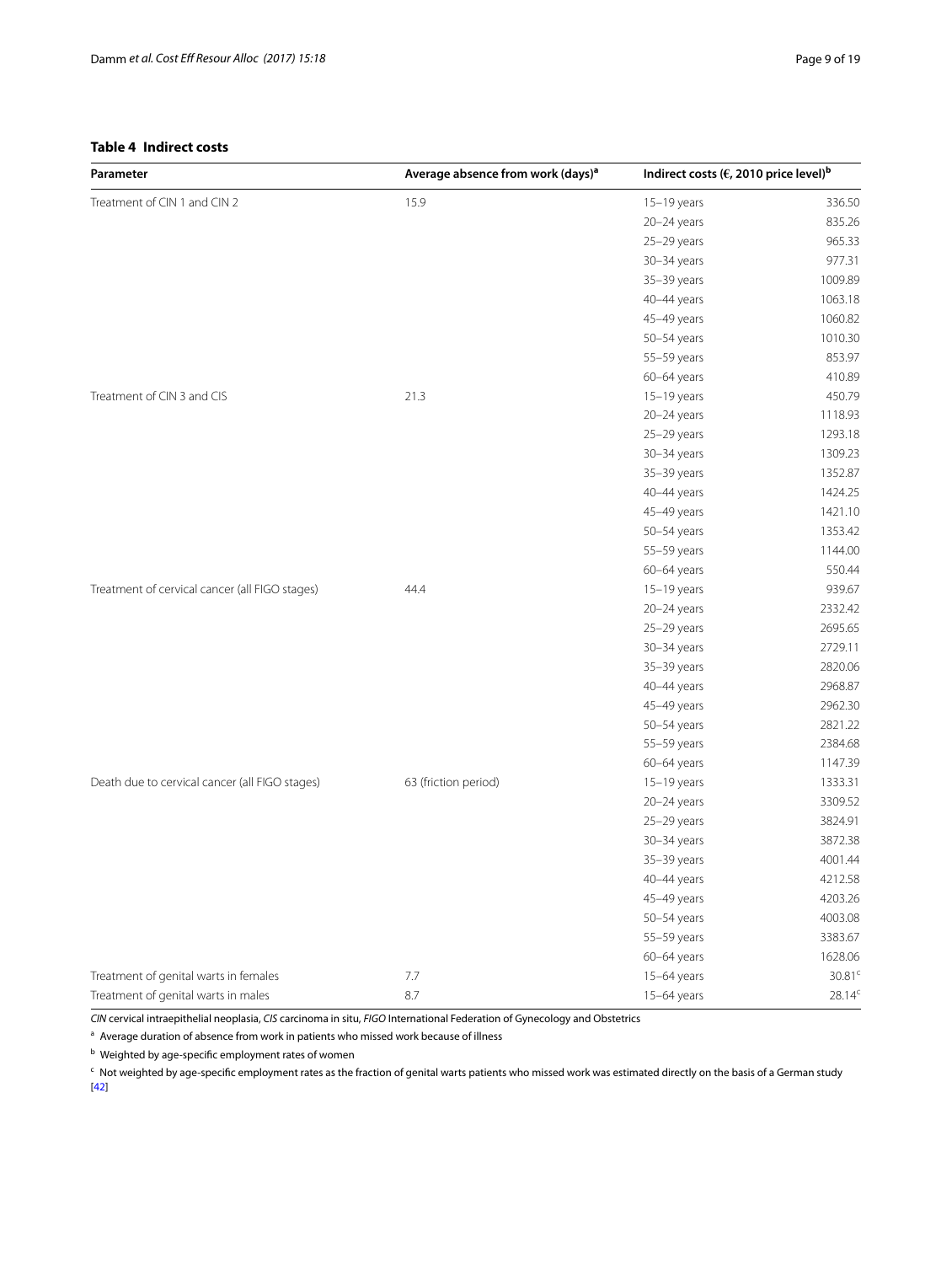**Table 4 Indirect costs**

| Parameter | Average absence from work (days)[a] | Indirect costs (€, 2010 price level)[b] | |
|---|---|---|---|
| Treatment of CIN 1 and CIN 2 | 15.9 | 15–19 years | 336.50 |
| | | 20–24 years | 835.26 |
| | | 25–29 years | 965.33 |
| | | 30–34 years | 977.31 |
| | | 35–39 years | 1009.89 |
| | | 40–44 years | 1063.18 |
| | | 45–49 years | 1060.82 |
| | | 50–54 years | 1010.30 |
| | | 55–59 years | 853.97 |
| | | 60–64 years | 410.89 |
| Treatment of CIN 3 and CIS | 21.3 | 15–19 years | 450.79 |
| | | 20–24 years | 1118.93 |
| | | 25–29 years | 1293.18 |
| | | 30–34 years | 1309.23 |
| | | 35–39 years | 1352.87 |
| | | 40–44 years | 1424.25 |
| | | 45–49 years | 1421.10 |
| | | 50–54 years | 1353.42 |
| | | 55–59 years | 1144.00 |
| | | 60–64 years | 550.44 |
| Treatment of cervical cancer (all FIGO stages) | 44.4 | 15–19 years | 939.67 |
| | | 20–24 years | 2332.42 |
| | | 25–29 years | 2695.65 |
| | | 30–34 years | 2729.11 |
| | | 35–39 years | 2820.06 |
| | | 40–44 years | 2968.87 |
| | | 45–49 years | 2962.30 |
| | | 50–54 years | 2821.22 |
| | | 55–59 years | 2384.68 |
| | | 60–64 years | 1147.39 |
| Death due to cervical cancer (all FIGO stages) | 63 (friction period) | 15–19 years | 1333.31 |
| | | 20–24 years | 3309.52 |
| | | 25–29 years | 3824.91 |
| | | 30–34 years | 3872.38 |
| | | 35–39 years | 4001.44 |
| | | 40–44 years | 4212.58 |
| | | 45–49 years | 4203.26 |
| | | 50–54 years | 4003.08 |
| | | 55–59 years | 3383.67 |
| | | 60–64 years | 1628.06 |
| Treatment of genital warts in females | 7.7 | 15–64 years | 30.81[c] |
| Treatment of genital warts in males | 8.7 | 15–64 years | 28.14[c] |

*CIN* cervical intraepithelial neoplasia, *CIS* carcinoma in situ, *FIGO* International Federation of Gynecology and Obstetrics

[a] Average duration of absence from work in patients who missed work because of illness

[b] Weighted by age-specific employment rates of women

[c] Not weighted by age-specific employment rates as the fraction of genital warts patients who missed work was estimated directly on the basis of a German study [42]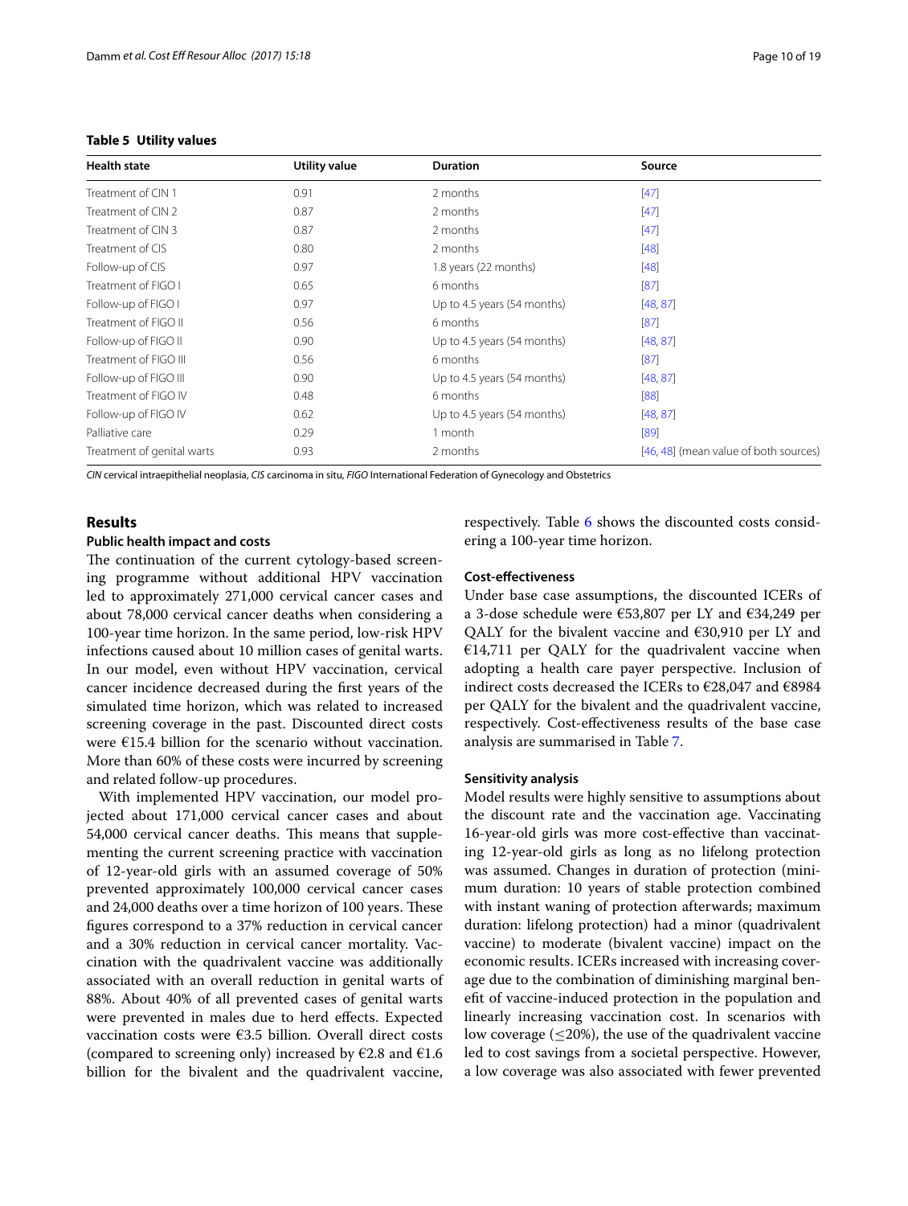**Table 5 Utility values**

| Health state | Utility value | Duration | Source |
|---|---|---|---|
| Treatment of CIN 1 | 0.91 | 2 months | [47] |
| Treatment of CIN 2 | 0.87 | 2 months | [47] |
| Treatment of CIN 3 | 0.87 | 2 months | [47] |
| Treatment of CIS | 0.80 | 2 months | [48] |
| Follow-up of CIS | 0.97 | 1.8 years (22 months) | [48] |
| Treatment of FIGO I | 0.65 | 6 months | [87] |
| Follow-up of FIGO I | 0.97 | Up to 4.5 years (54 months) | [48, 87] |
| Treatment of FIGO II | 0.56 | 6 months | [87] |
| Follow-up of FIGO II | 0.90 | Up to 4.5 years (54 months) | [48, 87] |
| Treatment of FIGO III | 0.56 | 6 months | [87] |
| Follow-up of FIGO III | 0.90 | Up to 4.5 years (54 months) | [48, 87] |
| Treatment of FIGO IV | 0.48 | 6 months | [88] |
| Follow-up of FIGO IV | 0.62 | Up to 4.5 years (54 months) | [48, 87] |
| Palliative care | 0.29 | 1 month | [89] |
| Treatment of genital warts | 0.93 | 2 months | [46, 48] (mean value of both sources) |

*CIN* cervical intraepithelial neoplasia, *CIS* carcinoma in situ, *FIGO* International Federation of Gynecology and Obstetrics

## Results

### Public health impact and costs

The continuation of the current cytology-based screening programme without additional HPV vaccination led to approximately 271,000 cervical cancer cases and about 78,000 cervical cancer deaths when considering a 100-year time horizon. In the same period, low-risk HPV infections caused about 10 million cases of genital warts. In our model, even without HPV vaccination, cervical cancer incidence decreased during the first years of the simulated time horizon, which was related to increased screening coverage in the past. Discounted direct costs were €15.4 billion for the scenario without vaccination. More than 60% of these costs were incurred by screening and related follow-up procedures.

With implemented HPV vaccination, our model projected about 171,000 cervical cancer cases and about 54,000 cervical cancer deaths. This means that supplementing the current screening practice with vaccination of 12-year-old girls with an assumed coverage of 50% prevented approximately 100,000 cervical cancer cases and 24,000 deaths over a time horizon of 100 years. These figures correspond to a 37% reduction in cervical cancer and a 30% reduction in cervical cancer mortality. Vaccination with the quadrivalent vaccine was additionally associated with an overall reduction in genital warts of 88%. About 40% of all prevented cases of genital warts were prevented in males due to herd effects. Expected vaccination costs were €3.5 billion. Overall direct costs (compared to screening only) increased by €2.8 and €1.6 billion for the bivalent and the quadrivalent vaccine, respectively. Table 6 shows the discounted costs considering a 100-year time horizon.

### Cost-effectiveness

Under base case assumptions, the discounted ICERs of a 3-dose schedule were €53,807 per LY and €34,249 per QALY for the bivalent vaccine and €30,910 per LY and €14,711 per QALY for the quadrivalent vaccine when adopting a health care payer perspective. Inclusion of indirect costs decreased the ICERs to €28,047 and €8984 per QALY for the bivalent and the quadrivalent vaccine, respectively. Cost-effectiveness results of the base case analysis are summarised in Table 7.

### Sensitivity analysis

Model results were highly sensitive to assumptions about the discount rate and the vaccination age. Vaccinating 16-year-old girls was more cost-effective than vaccinating 12-year-old girls as long as no lifelong protection was assumed. Changes in duration of protection (minimum duration: 10 years of stable protection combined with instant waning of protection afterwards; maximum duration: lifelong protection) had a minor (quadrivalent vaccine) to moderate (bivalent vaccine) impact on the economic results. ICERs increased with increasing coverage due to the combination of diminishing marginal benefit of vaccine-induced protection in the population and linearly increasing vaccination cost. In scenarios with low coverage (≤20%), the use of the quadrivalent vaccine led to cost savings from a societal perspective. However, a low coverage was also associated with fewer prevented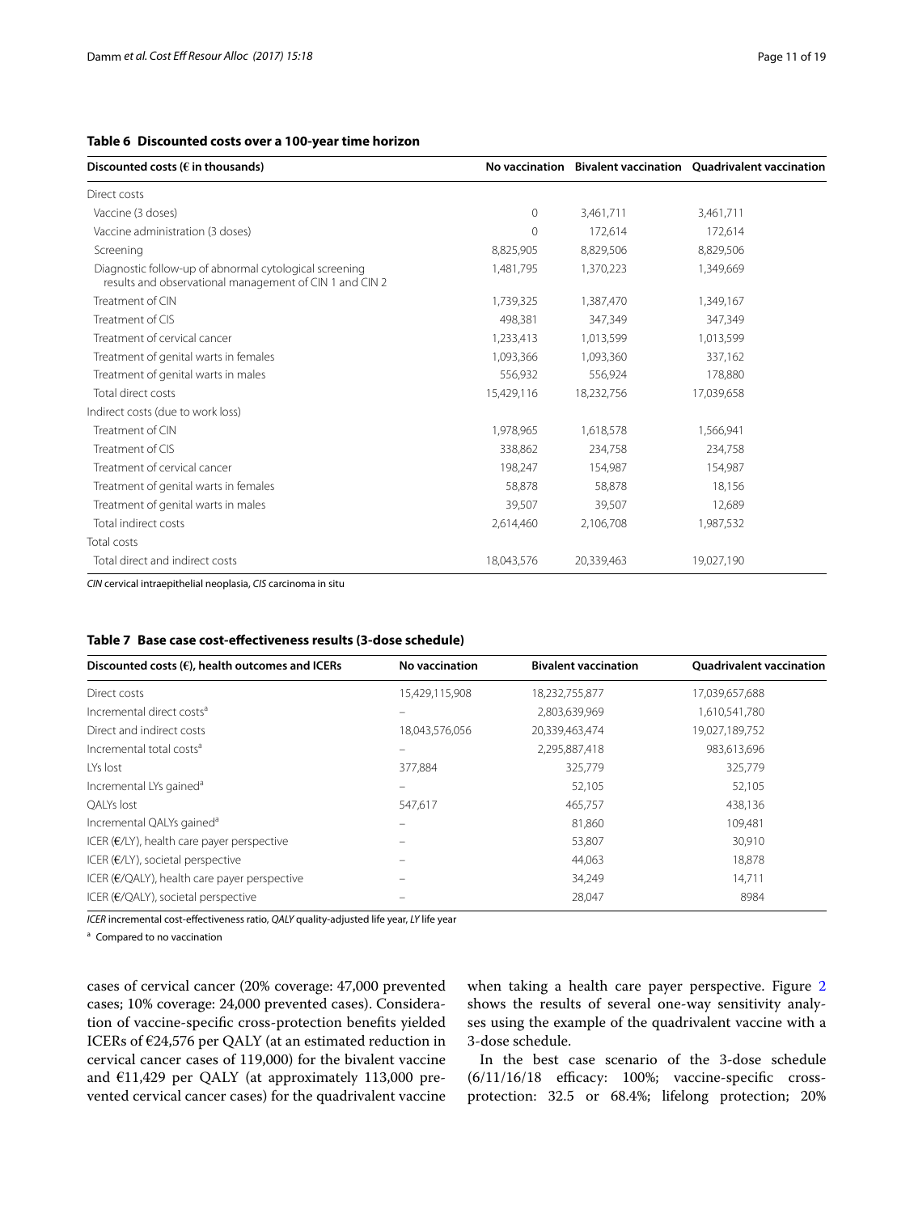**Table 6 Discounted costs over a 100-year time horizon**

| Discounted costs (€ in thousands) | No vaccination | Bivalent vaccination | Quadrivalent vaccination |
|---|---|---|---|
| Direct costs | | | |
| Vaccine (3 doses) | 0 | 3,461,711 | 3,461,711 |
| Vaccine administration (3 doses) | 0 | 172,614 | 172,614 |
| Screening | 8,825,905 | 8,829,506 | 8,829,506 |
| Diagnostic follow-up of abnormal cytological screening results and observational management of CIN 1 and CIN 2 | 1,481,795 | 1,370,223 | 1,349,669 |
| Treatment of CIN | 1,739,325 | 1,387,470 | 1,349,167 |
| Treatment of CIS | 498,381 | 347,349 | 347,349 |
| Treatment of cervical cancer | 1,233,413 | 1,013,599 | 1,013,599 |
| Treatment of genital warts in females | 1,093,366 | 1,093,360 | 337,162 |
| Treatment of genital warts in males | 556,932 | 556,924 | 178,880 |
| Total direct costs | 15,429,116 | 18,232,756 | 17,039,658 |
| Indirect costs (due to work loss) | | | |
| Treatment of CIN | 1,978,965 | 1,618,578 | 1,566,941 |
| Treatment of CIS | 338,862 | 234,758 | 234,758 |
| Treatment of cervical cancer | 198,247 | 154,987 | 154,987 |
| Treatment of genital warts in females | 58,878 | 58,878 | 18,156 |
| Treatment of genital warts in males | 39,507 | 39,507 | 12,689 |
| Total indirect costs | 2,614,460 | 2,106,708 | 1,987,532 |
| Total costs | | | |
| Total direct and indirect costs | 18,043,576 | 20,339,463 | 19,027,190 |

*CIN* cervical intraepithelial neoplasia, *CIS* carcinoma in situ

**Table 7 Base case cost-effectiveness results (3-dose schedule)**

| Discounted costs (€), health outcomes and ICERs | No vaccination | Bivalent vaccination | Quadrivalent vaccination |
|---|---|---|---|
| Direct costs | 15,429,115,908 | 18,232,755,877 | 17,039,657,688 |
| Incremental direct costs[a] | – | 2,803,639,969 | 1,610,541,780 |
| Direct and indirect costs | 18,043,576,056 | 20,339,463,474 | 19,027,189,752 |
| Incremental total costs[a] | – | 2,295,887,418 | 983,613,696 |
| LYs lost | 377,884 | 325,779 | 325,779 |
| Incremental LYs gained[a] | – | 52,105 | 52,105 |
| QALYs lost | 547,617 | 465,757 | 438,136 |
| Incremental QALYs gained[a] | – | 81,860 | 109,481 |
| ICER (€/LY), health care payer perspective | – | 53,807 | 30,910 |
| ICER (€/LY), societal perspective | – | 44,063 | 18,878 |
| ICER (€/QALY), health care payer perspective | – | 34,249 | 14,711 |
| ICER (€/QALY), societal perspective | – | 28,047 | 8984 |

*ICER* incremental cost-effectiveness ratio, *QALY* quality-adjusted life year, *LY* life year

[a] Compared to no vaccination

cases of cervical cancer (20% coverage: 47,000 prevented cases; 10% coverage: 24,000 prevented cases). Consideration of vaccine-specific cross-protection benefits yielded ICERs of €24,576 per QALY (at an estimated reduction in cervical cancer cases of 119,000) for the bivalent vaccine and €11,429 per QALY (at approximately 113,000 prevented cervical cancer cases) for the quadrivalent vaccine when taking a health care payer perspective. Figure 2 shows the results of several one-way sensitivity analyses using the example of the quadrivalent vaccine with a 3-dose schedule.

In the best case scenario of the 3-dose schedule (6/11/16/18 efficacy: 100%; vaccine-specific cross-protection: 32.5 or 68.4%; lifelong protection; 20%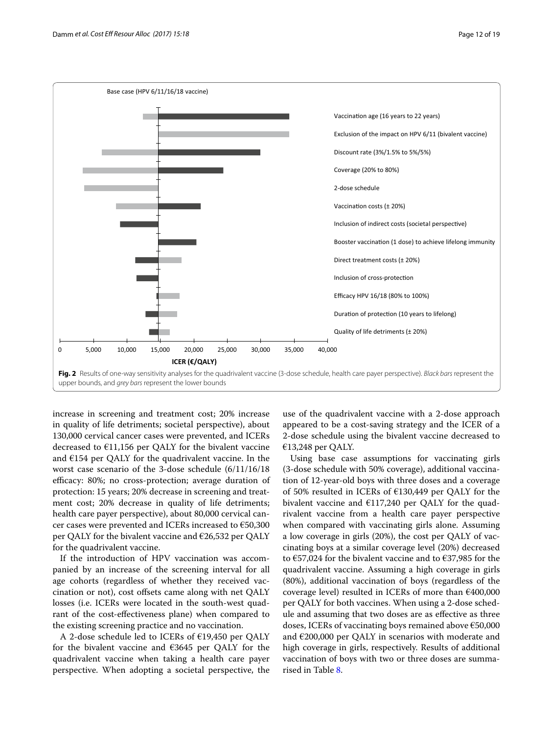Base case (HPV 6/11/16/18 vaccine)

Vaccination age (16 years to 22 years)

Exclusion of the impact on HPV 6/11 (bivalent vaccine)

Discount rate (3%/1.5% to 5%/5%)

Coverage (20% to 80%)

2-dose schedule

Vaccination costs (± 20%)

Inclusion of indirect costs (societal perspective)

Booster vaccination (1 dose) to achieve lifelong immunity

Direct treatment costs (± 20%)

Inclusion of cross-protection

Efficacy HPV 16/18 (80% to 100%)

Duration of protection (10 years to lifelong)

Quality of life detriments (± 20%)

0 5,000 10,000 15,000 20,000 25,000 30,000 35,000 40,000

**ICER (€/QALY)**

**Fig. 2** Results of one-way sensitivity analyses for the quadrivalent vaccine (3-dose schedule, health care payer perspective). *Black bars* represent the upper bounds, and *grey bars* represent the lower bounds

increase in screening and treatment cost; 20% increase in quality of life detriments; societal perspective), about 130,000 cervical cancer cases were prevented, and ICERs decreased to €11,156 per QALY for the bivalent vaccine and €154 per QALY for the quadrivalent vaccine. In the worst case scenario of the 3-dose schedule (6/11/16/18 efficacy: 80%; no cross-protection; average duration of protection: 15 years; 20% decrease in screening and treatment cost; 20% decrease in quality of life detriments; health care payer perspective), about 80,000 cervical cancer cases were prevented and ICERs increased to €50,300 per QALY for the bivalent vaccine and €26,532 per QALY for the quadrivalent vaccine.

If the introduction of HPV vaccination was accompanied by an increase of the screening interval for all age cohorts (regardless of whether they received vaccination or not), cost offsets came along with net QALY losses (i.e. ICERs were located in the south-west quadrant of the cost-effectiveness plane) when compared to the existing screening practice and no vaccination.

A 2-dose schedule led to ICERs of €19,450 per QALY for the bivalent vaccine and €3645 per QALY for the quadrivalent vaccine when taking a health care payer perspective. When adopting a societal perspective, the use of the quadrivalent vaccine with a 2-dose approach appeared to be a cost-saving strategy and the ICER of a 2-dose schedule using the bivalent vaccine decreased to €13,248 per QALY.

Using base case assumptions for vaccinating girls (3-dose schedule with 50% coverage), additional vaccination of 12-year-old boys with three doses and a coverage of 50% resulted in ICERs of €130,449 per QALY for the bivalent vaccine and €117,240 per QALY for the quadrivalent vaccine from a health care payer perspective when compared with vaccinating girls alone. Assuming a low coverage in girls (20%), the cost per QALY of vaccinating boys at a similar coverage level (20%) decreased to €57,024 for the bivalent vaccine and to €37,985 for the quadrivalent vaccine. Assuming a high coverage in girls (80%), additional vaccination of boys (regardless of the coverage level) resulted in ICERs of more than €400,000 per QALY for both vaccines. When using a 2-dose schedule and assuming that two doses are as effective as three doses, ICERs of vaccinating boys remained above €50,000 and €200,000 per QALY in scenarios with moderate and high coverage in girls, respectively. Results of additional vaccination of boys with two or three doses are summarised in Table 8.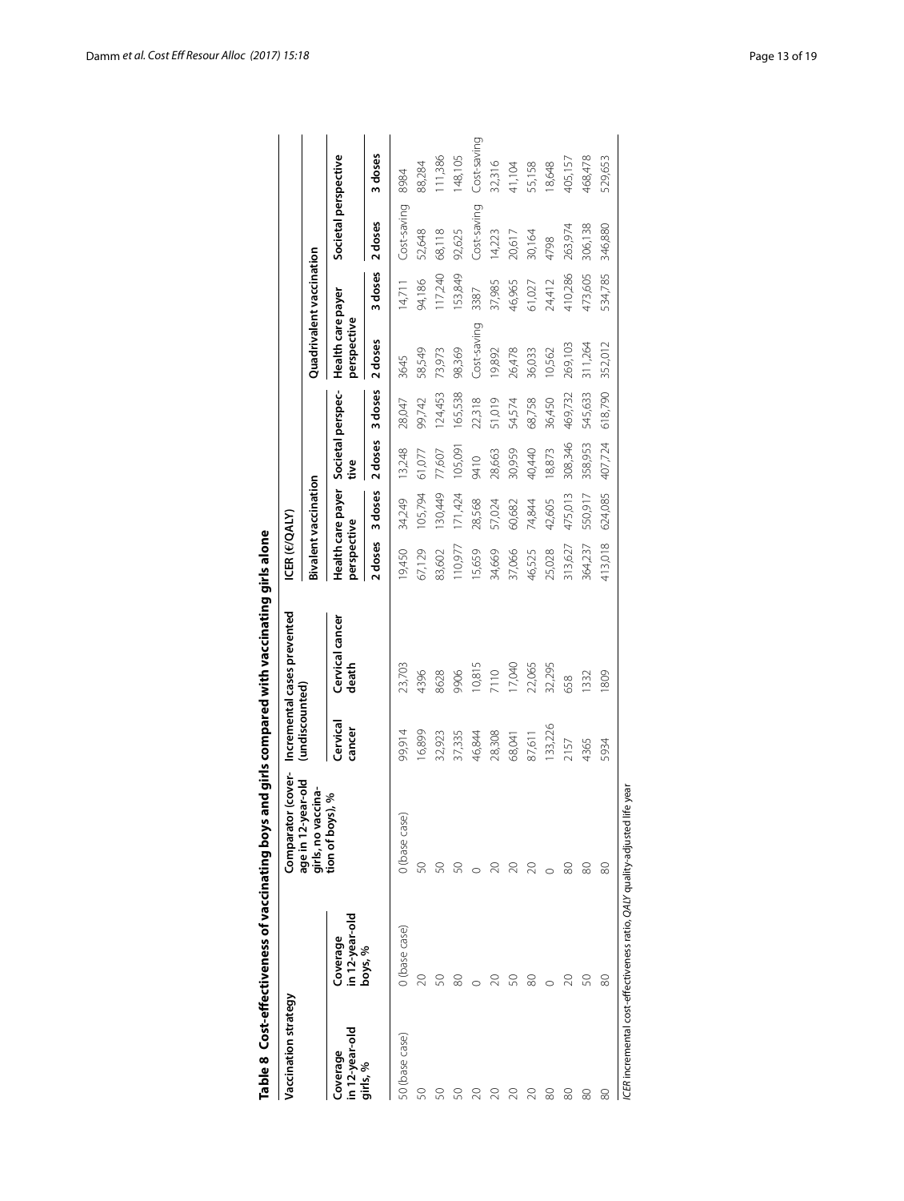**Table 8 Cost-effectiveness of vaccinating boys and girls compared with vaccinating girls alone**

| Vaccination strategy | | Comparator (coverage in 12-year-old girls, no vaccination of boys), % | Incremental cases prevented (undiscounted) | | ICER (€/QALY) | | | | | | | |
|---|---|---|---|---|---|---|---|---|---|---|---|---|
| | | | | | Bivalent vaccination | | | | Quadrivalent vaccination | | | |
| Coverage in 12-year-old girls, % | Coverage in 12-year-old boys, % | | Cervical cancer | Cervical cancer death | Health care payer perspective | | Societal perspective | | Health care payer perspective | | Societal perspective | |
| | | | | | 2 doses | 3 doses | 2 doses | 3 doses | 2 doses | 3 doses | 2 doses | 3 doses |
| 50 (base case) | 0 (base case) | 0 (base case) | 99,914 | 23,703 | 19,450 | 34,249 | 13,248 | 28,047 | 3645 | 14,711 | Cost-saving | 8984 |
| 50 | 20 | 50 | 16,899 | 4396 | 67,129 | 105,794 | 61,077 | 99,742 | 58,549 | 94,186 | 52,648 | 88,284 |
| 50 | 50 | 50 | 32,923 | 8628 | 83,602 | 130,449 | 77,607 | 124,453 | 73,973 | 117,240 | 68,118 | 111,386 |
| 50 | 80 | 50 | 37,335 | 9906 | 110,977 | 171,424 | 105,091 | 165,538 | 98,369 | 153,849 | 92,625 | 148,105 |
| 20 | 0 | 0 | 46,844 | 10,815 | 15,659 | 28,568 | 9410 | 22,318 | Cost-saving | 3387 | Cost-saving | Cost-saving |
| 20 | 20 | 20 | 28,308 | 7110 | 34,669 | 57,024 | 28,663 | 51,019 | 19,892 | 37,985 | 14,223 | 32,316 |
| 20 | 50 | 20 | 68,041 | 17,040 | 37,066 | 60,682 | 30,959 | 54,574 | 26,478 | 46,965 | 20,617 | 41,104 |
| 20 | 80 | 20 | 87,611 | 22,065 | 46,525 | 74,844 | 40,440 | 68,758 | 36,033 | 61,027 | 30,164 | 55,158 |
| 80 | 0 | 0 | 133,226 | 32,295 | 25,028 | 42,605 | 18,873 | 36,450 | 10,562 | 24,412 | 4798 | 18,648 |
| 80 | 20 | 80 | 2157 | 658 | 313,627 | 475,013 | 308,346 | 469,732 | 269,103 | 410,286 | 263,974 | 405,157 |
| 80 | 50 | 80 | 4365 | 1332 | 364,237 | 550,917 | 358,953 | 545,633 | 311,264 | 473,605 | 306,138 | 468,478 |
| 80 | 80 | 80 | 5934 | 1809 | 413,018 | 624,085 | 407,724 | 618,790 | 352,012 | 534,785 | 346,880 | 529,653 |

*ICER* incremental cost-effectiveness ratio, *QALY* quality-adjusted life year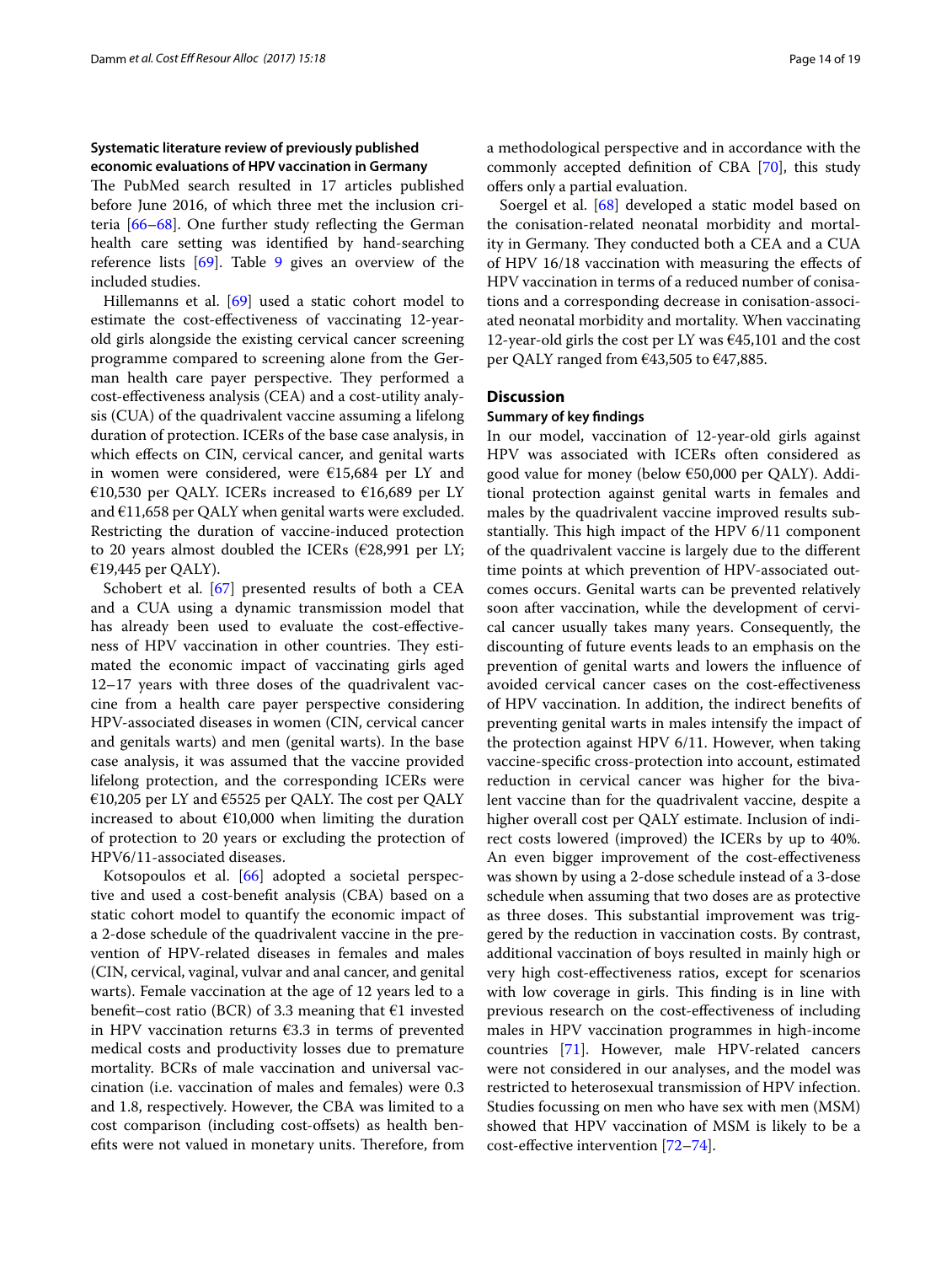### Systematic literature review of previously published economic evaluations of HPV vaccination in Germany

The PubMed search resulted in 17 articles published before June 2016, of which three met the inclusion criteria [66–68]. One further study reflecting the German health care setting was identified by hand-searching reference lists [69]. Table 9 gives an overview of the included studies.

Hillemanns et al. [69] used a static cohort model to estimate the cost-effectiveness of vaccinating 12-year-old girls alongside the existing cervical cancer screening programme compared to screening alone from the German health care payer perspective. They performed a cost-effectiveness analysis (CEA) and a cost-utility analysis (CUA) of the quadrivalent vaccine assuming a lifelong duration of protection. ICERs of the base case analysis, in which effects on CIN, cervical cancer, and genital warts in women were considered, were €15,684 per LY and €10,530 per QALY. ICERs increased to €16,689 per LY and €11,658 per QALY when genital warts were excluded. Restricting the duration of vaccine-induced protection to 20 years almost doubled the ICERs (€28,991 per LY; €19,445 per QALY).

Schobert et al. [67] presented results of both a CEA and a CUA using a dynamic transmission model that has already been used to evaluate the cost-effectiveness of HPV vaccination in other countries. They estimated the economic impact of vaccinating girls aged 12–17 years with three doses of the quadrivalent vaccine from a health care payer perspective considering HPV-associated diseases in women (CIN, cervical cancer and genitals warts) and men (genital warts). In the base case analysis, it was assumed that the vaccine provided lifelong protection, and the corresponding ICERs were €10,205 per LY and €5525 per QALY. The cost per QALY increased to about €10,000 when limiting the duration of protection to 20 years or excluding the protection of HPV6/11-associated diseases.

Kotsopoulos et al. [66] adopted a societal perspective and used a cost-benefit analysis (CBA) based on a static cohort model to quantify the economic impact of a 2-dose schedule of the quadrivalent vaccine in the prevention of HPV-related diseases in females and males (CIN, cervical, vaginal, vulvar and anal cancer, and genital warts). Female vaccination at the age of 12 years led to a benefit–cost ratio (BCR) of 3.3 meaning that €1 invested in HPV vaccination returns €3.3 in terms of prevented medical costs and productivity losses due to premature mortality. BCRs of male vaccination and universal vaccination (i.e. vaccination of males and females) were 0.3 and 1.8, respectively. However, the CBA was limited to a cost comparison (including cost-offsets) as health benefits were not valued in monetary units. Therefore, from a methodological perspective and in accordance with the commonly accepted definition of CBA [70], this study offers only a partial evaluation.

Soergel et al. [68] developed a static model based on the conisation-related neonatal morbidity and mortality in Germany. They conducted both a CEA and a CUA of HPV 16/18 vaccination with measuring the effects of HPV vaccination in terms of a reduced number of conisations and a corresponding decrease in conisation-associated neonatal morbidity and mortality. When vaccinating 12-year-old girls the cost per LY was €45,101 and the cost per QALY ranged from €43,505 to €47,885.

## Discussion

### Summary of key findings

In our model, vaccination of 12-year-old girls against HPV was associated with ICERs often considered as good value for money (below €50,000 per QALY). Additional protection against genital warts in females and males by the quadrivalent vaccine improved results substantially. This high impact of the HPV 6/11 component of the quadrivalent vaccine is largely due to the different time points at which prevention of HPV-associated outcomes occurs. Genital warts can be prevented relatively soon after vaccination, while the development of cervical cancer usually takes many years. Consequently, the discounting of future events leads to an emphasis on the prevention of genital warts and lowers the influence of avoided cervical cancer cases on the cost-effectiveness of HPV vaccination. In addition, the indirect benefits of preventing genital warts in males intensify the impact of the protection against HPV 6/11. However, when taking vaccine-specific cross-protection into account, estimated reduction in cervical cancer was higher for the bivalent vaccine than for the quadrivalent vaccine, despite a higher overall cost per QALY estimate. Inclusion of indirect costs lowered (improved) the ICERs by up to 40%. An even bigger improvement of the cost-effectiveness was shown by using a 2-dose schedule instead of a 3-dose schedule when assuming that two doses are as protective as three doses. This substantial improvement was triggered by the reduction in vaccination costs. By contrast, additional vaccination of boys resulted in mainly high or very high cost-effectiveness ratios, except for scenarios with low coverage in girls. This finding is in line with previous research on the cost-effectiveness of including males in HPV vaccination programmes in high-income countries [71]. However, male HPV-related cancers were not considered in our analyses, and the model was restricted to heterosexual transmission of HPV infection. Studies focussing on men who have sex with men (MSM) showed that HPV vaccination of MSM is likely to be a cost-effective intervention [72–74].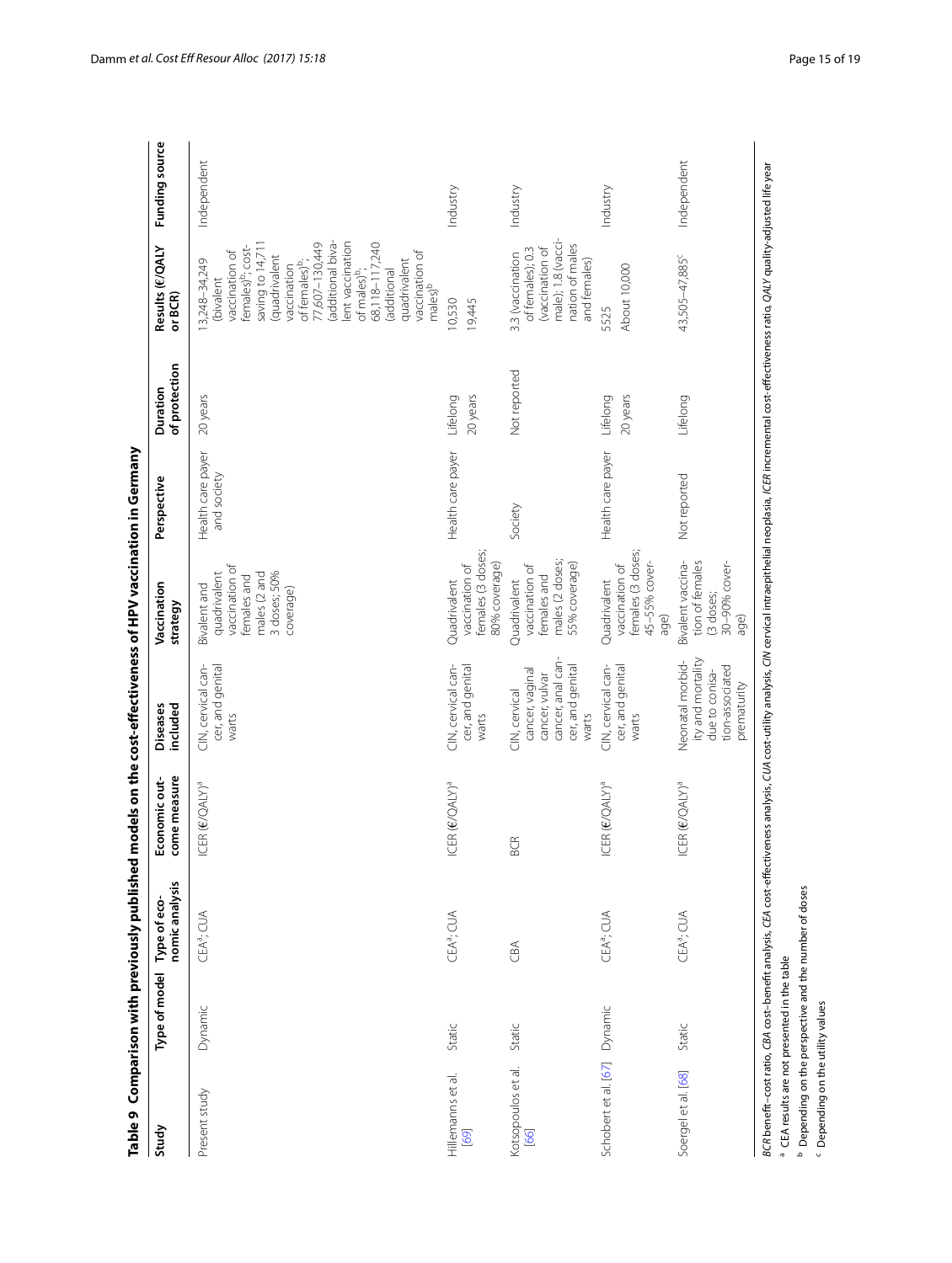**Table 9 Comparison with previously published models on the cost-effectiveness of HPV vaccination in Germany**

| Study | Type of model | Type of economic analysis | Economic outcome measure | Diseases included | Vaccination strategy | Perspective | Duration of protection | Results (€/QALY or BCR) | Funding source |
|---|---|---|---|---|---|---|---|---|---|
| Present study | Dynamic | CEA[a], CUA | ICER (€/QALY)[a] | CIN, cervical cancer, and genital warts | Bivalent and quadrivalent vaccination of females and males (2 and 3 doses; 50% coverage) | Health care payer and society | 20 years | 13,248–34,249 (bivalent vaccination of females)[b]; cost-saving to 14,711 (quadrivalent vaccination of females)[b]; 77,607–130,449 (additional bivalent vaccination of males)[b]; 68,118–117,240 (additional quadrivalent vaccination of males)[b] | Independent |
| Hillemanns et al. [69] | Static | CEA[a], CUA | ICER (€/QALY)[a] | CIN, cervical cancer, and genital warts | Quadrivalent vaccination of females (3 doses; 80% coverage) | Health care payer | Lifelong<br>20 years | 10,530<br>19,445 | Industry |
| Kotsopoulos et al. [66] | Static | CBA | BCR | CIN, cervical cancer, vaginal cancer, vulvar cancer, anal cancer, and genital warts | Quadrivalent vaccination of females and males (2 doses; 55% coverage) | Society | Not reported | 3.3 (vaccination of females); 0.3 (vaccination of male); 1.8 (vaccination of males and females) | Industry |
| Schobert et al. [67] | Dynamic | CEA[a], CUA | ICER (€/QALY)[a] | CIN, cervical cancer, and genital warts | Quadrivalent vaccination of females (3 doses; 45–55% coverage) | Health care payer | Lifelong<br>20 years | 5525<br>About 10,000 | Industry |
| Soergel et al. [68] | Static | CEA[a], CUA | ICER (€/QALY)[a] | Neonatal morbidity and mortality due to conisation-associated prematurity | Bivalent vaccination of females (3 doses; 30–90% coverage) | Not reported | Lifelong | 43,505–47,885[c] | Independent |

*BCR* benefit–cost ratio, *CBA* cost–benefit analysis, *CEA* cost-effectiveness analysis, *CUA* cost-utility analysis, *CIN* cervical intraepithelial neoplasia, *ICER* incremental cost-effectiveness ratio, *QALY* quality-adjusted life year

[a] CEA results are not presented in the table

[b] Depending on the perspective and the number of doses

[c] Depending on the utility values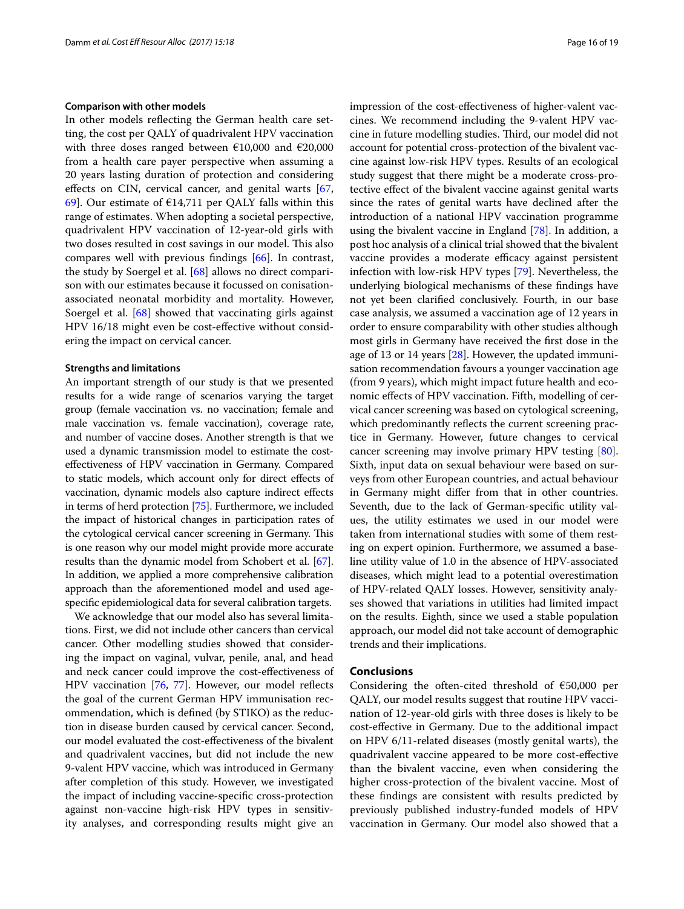#### Comparison with other models

In other models reflecting the German health care setting, the cost per QALY of quadrivalent HPV vaccination with three doses ranged between €10,000 and €20,000 from a health care payer perspective when assuming a 20 years lasting duration of protection and considering effects on CIN, cervical cancer, and genital warts [67, 69]. Our estimate of €14,711 per QALY falls within this range of estimates. When adopting a societal perspective, quadrivalent HPV vaccination of 12-year-old girls with two doses resulted in cost savings in our model. This also compares well with previous findings [66]. In contrast, the study by Soergel et al. [68] allows no direct comparison with our estimates because it focussed on conisation-associated neonatal morbidity and mortality. However, Soergel et al. [68] showed that vaccinating girls against HPV 16/18 might even be cost-effective without considering the impact on cervical cancer.

#### Strengths and limitations

An important strength of our study is that we presented results for a wide range of scenarios varying the target group (female vaccination vs. no vaccination; female and male vaccination vs. female vaccination), coverage rate, and number of vaccine doses. Another strength is that we used a dynamic transmission model to estimate the cost-effectiveness of HPV vaccination in Germany. Compared to static models, which account only for direct effects of vaccination, dynamic models also capture indirect effects in terms of herd protection [75]. Furthermore, we included the impact of historical changes in participation rates of the cytological cervical cancer screening in Germany. This is one reason why our model might provide more accurate results than the dynamic model from Schobert et al. [67]. In addition, we applied a more comprehensive calibration approach than the aforementioned model and used age-specific epidemiological data for several calibration targets.

We acknowledge that our model also has several limitations. First, we did not include other cancers than cervical cancer. Other modelling studies showed that considering the impact on vaginal, vulvar, penile, anal, and head and neck cancer could improve the cost-effectiveness of HPV vaccination [76, 77]. However, our model reflects the goal of the current German HPV immunisation recommendation, which is defined (by STIKO) as the reduction in disease burden caused by cervical cancer. Second, our model evaluated the cost-effectiveness of the bivalent and quadrivalent vaccines, but did not include the new 9-valent HPV vaccine, which was introduced in Germany after completion of this study. However, we investigated the impact of including vaccine-specific cross-protection against non-vaccine high-risk HPV types in sensitivity analyses, and corresponding results might give an impression of the cost-effectiveness of higher-valent vaccines. We recommend including the 9-valent HPV vaccine in future modelling studies. Third, our model did not account for potential cross-protection of the bivalent vaccine against low-risk HPV types. Results of an ecological study suggest that there might be a moderate cross-protective effect of the bivalent vaccine against genital warts since the rates of genital warts have declined after the introduction of a national HPV vaccination programme using the bivalent vaccine in England [78]. In addition, a post hoc analysis of a clinical trial showed that the bivalent vaccine provides a moderate efficacy against persistent infection with low-risk HPV types [79]. Nevertheless, the underlying biological mechanisms of these findings have not yet been clarified conclusively. Fourth, in our base case analysis, we assumed a vaccination age of 12 years in order to ensure comparability with other studies although most girls in Germany have received the first dose in the age of 13 or 14 years [28]. However, the updated immunisation recommendation favours a younger vaccination age (from 9 years), which might impact future health and economic effects of HPV vaccination. Fifth, modelling of cervical cancer screening was based on cytological screening, which predominantly reflects the current screening practice in Germany. However, future changes to cervical cancer screening may involve primary HPV testing [80]. Sixth, input data on sexual behaviour were based on surveys from other European countries, and actual behaviour in Germany might differ from that in other countries. Seventh, due to the lack of German-specific utility values, the utility estimates we used in our model were taken from international studies with some of them resting on expert opinion. Furthermore, we assumed a baseline utility value of 1.0 in the absence of HPV-associated diseases, which might lead to a potential overestimation of HPV-related QALY losses. However, sensitivity analyses showed that variations in utilities had limited impact on the results. Eighth, since we used a stable population approach, our model did not take account of demographic trends and their implications.

## Conclusions

Considering the often-cited threshold of €50,000 per QALY, our model results suggest that routine HPV vaccination of 12-year-old girls with three doses is likely to be cost-effective in Germany. Due to the additional impact on HPV 6/11-related diseases (mostly genital warts), the quadrivalent vaccine appeared to be more cost-effective than the bivalent vaccine, even when considering the higher cross-protection of the bivalent vaccine. Most of these findings are consistent with results predicted by previously published industry-funded models of HPV vaccination in Germany. Our model also showed that a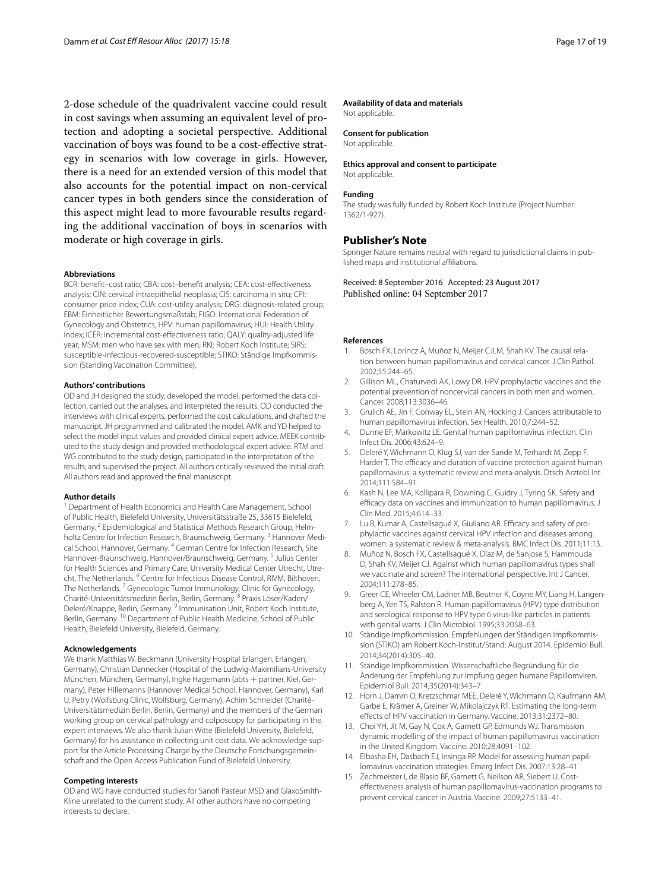2-dose schedule of the quadrivalent vaccine could result in cost savings when assuming an equivalent level of protection and adopting a societal perspective. Additional vaccination of boys was found to be a cost-effective strategy in scenarios with low coverage in girls. However, there is a need for an extended version of this model that also accounts for the potential impact on non-cervical cancer types in both genders since the consideration of this aspect might lead to more favourable results regarding the additional vaccination of boys in scenarios with moderate or high coverage in girls.

#### Abbreviations

BCR: benefit–cost ratio; CBA: cost–benefit analysis; CEA: cost-effectiveness analysis; CIN: cervical intraepithelial neoplasia; CIS: carcinoma in situ; CPI: consumer price index; CUA: cost-utility analysis; DRG: diagnosis-related group; EBM: Einheitlicher Bewertungsmaßstab; FIGO: International Federation of Gynecology and Obstetrics; HPV: human papillomavirus; HUI: Health Utility Index; ICER: incremental cost-effectiveness ratio; QALY: quality-adjusted life year; MSM: men who have sex with men; RKI: Robert Koch Institute; SIRS: susceptible-infectious-recovered-susceptible; STIKO: Ständige Impfkommission (Standing Vaccination Committee).

#### Authors' contributions

OD and JH designed the study, developed the model, performed the data collection, carried out the analyses, and interpreted the results. OD conducted the interviews with clinical experts, performed the cost calculations, and drafted the manuscript. JH programmed and calibrated the model. AMK and YD helped to select the model input values and provided clinical expert advice. MEEK contributed to the study design and provided methodological expert advice. RTM and WG contributed to the study design, participated in the interpretation of the results, and supervised the project. All authors critically reviewed the initial draft. All authors read and approved the final manuscript.

#### Author details

[1] Department of Health Economics and Health Care Management, School of Public Health, Bielefeld University, Universitätsstraße 25, 33615 Bielefeld, Germany. [2] Epidemiological and Statistical Methods Research Group, Helmholtz Centre for Infection Research, Braunschweig, Germany. [3] Hannover Medical School, Hannover, Germany. [4] German Centre for Infection Research, Site Hannover-Braunschweig, Hannover/Braunschweig, Germany. [5] Julius Center for Health Sciences and Primary Care, University Medical Center Utrecht, Utrecht, The Netherlands. [6] Centre for Infectious Disease Control, RIVM, Bilthoven, The Netherlands. [7] Gynecologic Tumor Immunology, Clinic for Gynecology, Charité-Universitätsmedizin Berlin, Berlin, Germany. [8] Praxis Löser/Kaden/Deleré/Knappe, Berlin, Germany. [9] Immunisation Unit, Robert Koch Institute, Berlin, Germany. [10] Department of Public Health Medicine, School of Public Health, Bielefeld University, Bielefeld, Germany.

#### Acknowledgements

We thank Matthias W. Beckmann (University Hospital Erlangen, Erlangen, Germany), Christian Dannecker (Hospital of the Ludwig-Maximilians-University München, München, Germany), Ingke Hagemann (abts + partner, Kiel, Germany), Peter Hillemanns (Hannover Medical School, Hannover, Germany), Karl U. Petry (Wolfsburg Clinic, Wolfsburg, Germany), Achim Schneider (Charité-Universitätsmedizin Berlin, Berlin, Germany) and the members of the German working group on cervical pathology and colposcopy for participating in the expert interviews. We also thank Julian Witte (Bielefeld University, Bielefeld, Germany) for his assistance in collecting unit cost data. We acknowledge support for the Article Processing Charge by the Deutsche Forschungsgemeinschaft and the Open Access Publication Fund of Bielefeld University.

#### Competing interests

OD and WG have conducted studies for Sanofi Pasteur MSD and GlaxoSmithKline unrelated to the current study. All other authors have no competing interests to declare.

#### Availability of data and materials

Not applicable.

#### Consent for publication

Not applicable.

#### Ethics approval and consent to participate

Not applicable.

#### Funding

The study was fully funded by Robert Koch Institute (Project Number: 1362/1-927).

### Publisher's Note

Springer Nature remains neutral with regard to jurisdictional claims in published maps and institutional affiliations.

Received: 8 September 2016 Accepted: 23 August 2017
Published online: 04 September 2017

#### References

1. Bosch FX, Lorincz A, Muñoz N, Meijer CJLM, Shah KV. The causal relation between human papillomavirus and cervical cancer. J Clin Pathol. 2002;55:244–65.
2. Gillison ML, Chaturvedi AK, Lowy DR. HPV prophylactic vaccines and the potential prevention of noncervical cancers in both men and women. Cancer. 2008;113:3036–46.
3. Grulich AE, Jin F, Conway EL, Stein AN, Hocking J. Cancers attributable to human papillomavirus infection. Sex Health. 2010;7:244–52.
4. Dunne EF, Markowitz LE. Genital human papillomavirus infection. Clin Infect Dis. 2006;43:624–9.
5. Deleré Y, Wichmann O, Klug SJ, van der Sande M, Terhardt M, Zepp F, Harder T. The efficacy and duration of vaccine protection against human papillomavirus: a systematic review and meta-analysis. Dtsch Arztebl Int. 2014;111:584–91.
6. Kash N, Lee MA, Kollipara R, Downing C, Guidry J, Tyring SK. Safety and efficacy data on vaccines and immunization to human papillomavirus. J Clin Med. 2015;4:614–33.
7. Lu B, Kumar A, Castellsagué X, Giuliano AR. Efficacy and safety of prophylactic vaccines against cervical HPV infection and diseases among women: a systematic review & meta-analysis. BMC Infect Dis. 2011;11:13.
8. Muñoz N, Bosch FX, Castellsagué X, Díaz M, de Sanjose S, Hammouda D, Shah KV, Meijer CJ. Against which human papillomavirus types shall we vaccinate and screen? The international perspective. Int J Cancer. 2004;111:278–85.
9. Greer CE, Wheeler CM, Ladner MB, Beutner K, Coyne MY, Liang H, Langenberg A, Yen TS, Ralston R. Human papillomavirus (HPV) type distribution and serological response to HPV type 6 virus-like particles in patients with genital warts. J Clin Microbiol. 1995;33:2058–63.
10. Ständige Impfkommission. Empfehlungen der Ständigen Impfkommission (STIKO) am Robert Koch-Institut/Stand: August 2014. Epidemiol Bull. 2014;34(2014):305–40.
11. Ständige Impfkommission. Wissenschaftliche Begründung für die Änderung der Empfehlung zur Impfung gegen humane Papillomviren. Epidemiol Bull. 2014;35(2014):343–7.
12. Horn J, Damm O, Kretzschmar MEE, Deleré Y, Wichmann O, Kaufmann AM, Garbe E, Krämer A, Greiner W, Mikolajczyk RT. Estimating the long-term effects of HPV vaccination in Germany. Vaccine. 2013;31:2372–80.
13. Choi YH, Jit M, Gay N, Cox A, Garnett GP, Edmunds WJ. Transmission dynamic modelling of the impact of human papillomavirus vaccination in the United Kingdom. Vaccine. 2010;28:4091–102.
14. Elbasha EH, Dasbach EJ, Insinga RP. Model for assessing human papillomavirus vaccination strategies. Emerg Infect Dis. 2007;13:28–41.
15. Zechmeister I, de Blasio BF, Garnett G, Neilson AR, Siebert U. Cost-effectiveness analysis of human papillomavirus-vaccination programs to prevent cervical cancer in Austria. Vaccine. 2009;27:5133–41.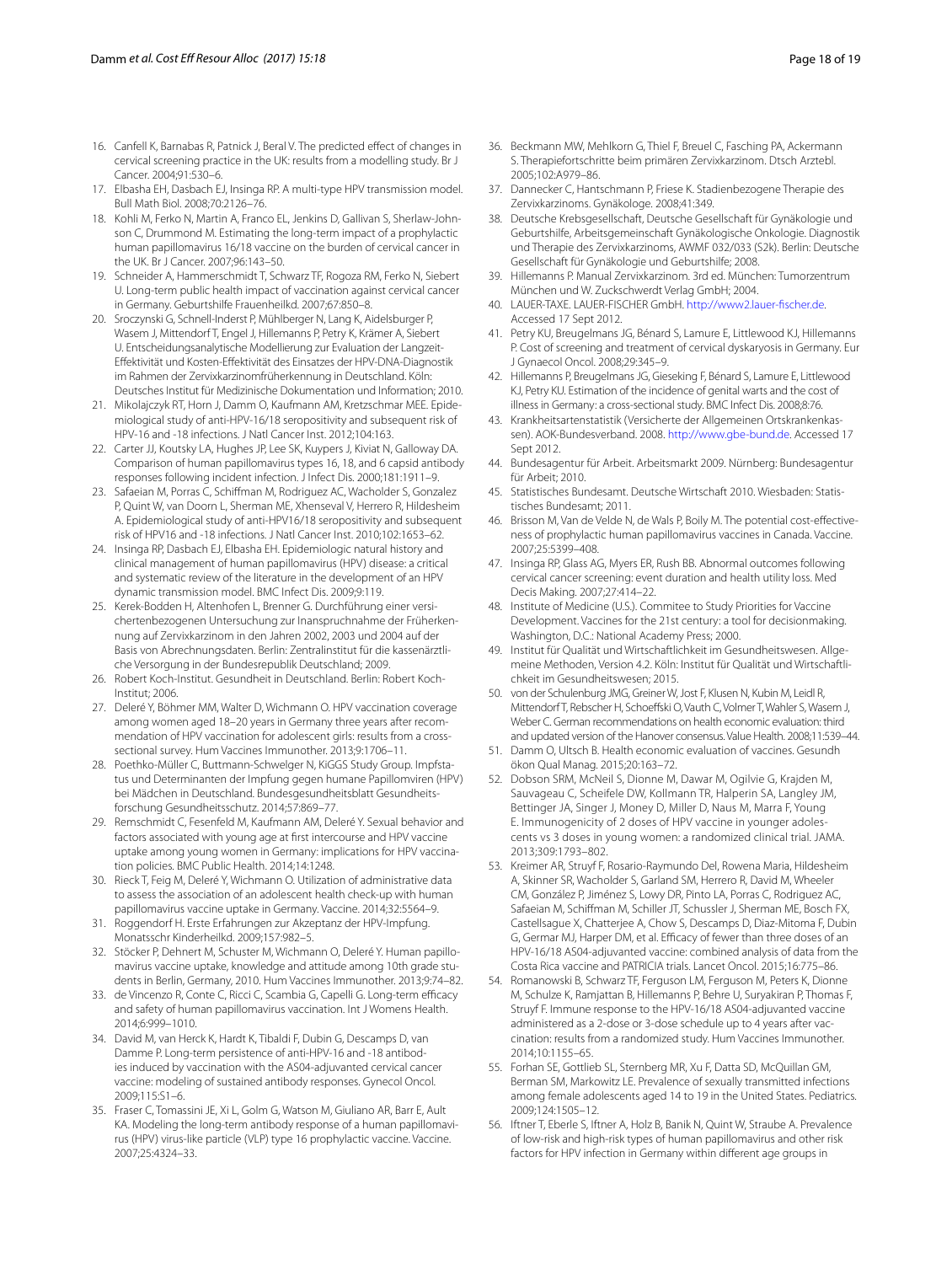16. Canfell K, Barnabas R, Patnick J, Beral V. The predicted effect of changes in cervical screening practice in the UK: results from a modelling study. Br J Cancer. 2004;91:530–6.
17. Elbasha EH, Dasbach EJ, Insinga RP. A multi-type HPV transmission model. Bull Math Biol. 2008;70:2126–76.
18. Kohli M, Ferko N, Martin A, Franco EL, Jenkins D, Gallivan S, Sherlaw-Johnson C, Drummond M. Estimating the long-term impact of a prophylactic human papillomavirus 16/18 vaccine on the burden of cervical cancer in the UK. Br J Cancer. 2007;96:143–50.
19. Schneider A, Hammerschmidt T, Schwarz TF, Rogoza RM, Ferko N, Siebert U. Long-term public health impact of vaccination against cervical cancer in Germany. Geburtshilfe Frauenheilkd. 2007;67:850–8.
20. Sroczynski G, Schnell-Inderst P, Mühlberger N, Lang K, Aidelsburger P, Wasem J, Mittendorf T, Engel J, Hillemanns P, Petry K, Krämer A, Siebert U. Entscheidungsanalytische Modellierung zur Evaluation der Langzeit-Effektivität und Kosten-Effektivität des Einsatzes der HPV-DNA-Diagnostik im Rahmen der Zervixkarzinomfrüherkennung in Deutschland. Köln: Deutsches Institut für Medizinische Dokumentation und Information; 2010.
21. Mikolajczyk RT, Horn J, Damm O, Kaufmann AM, Kretzschmar MEE. Epidemiological study of anti-HPV-16/18 seropositivity and subsequent risk of HPV-16 and -18 infections. J Natl Cancer Inst. 2012;104:163.
22. Carter JJ, Koutsky LA, Hughes JP, Lee SK, Kuypers J, Kiviat N, Galloway DA. Comparison of human papillomavirus types 16, 18, and 6 capsid antibody responses following incident infection. J Infect Dis. 2000;181:1911–9.
23. Safaeian M, Porras C, Schiffman M, Rodriguez AC, Wacholder S, Gonzalez P, Quint W, van Doorn L, Sherman ME, Xhenseval V, Herrero R, Hildesheim A. Epidemiological study of anti-HPV16/18 seropositivity and subsequent risk of HPV16 and -18 infections. J Natl Cancer Inst. 2010;102:1653–62.
24. Insinga RP, Dasbach EJ, Elbasha EH. Epidemiologic natural history and clinical management of human papillomavirus (HPV) disease: a critical and systematic review of the literature in the development of an HPV dynamic transmission model. BMC Infect Dis. 2009;9:119.
25. Kerek-Bodden H, Altenhofen L, Brenner G. Durchführung einer versichertenbezogenen Untersuchung zur Inanspruchnahme der Früherkennung auf Zervixkarzinom in den Jahren 2002, 2003 und 2004 auf der Basis von Abrechnungsdaten. Berlin: Zentralinstitut für die kassenärztliche Versorgung in der Bundesrepublik Deutschland; 2009.
26. Robert Koch-Institut. Gesundheit in Deutschland. Berlin: Robert Koch-Institut; 2006.
27. Deleré Y, Böhmer MM, Walter D, Wichmann O. HPV vaccination coverage among women aged 18–20 years in Germany three years after recommendation of HPV vaccination for adolescent girls: results from a cross-sectional survey. Hum Vaccines Immunother. 2013;9:1706–11.
28. Poethko-Müller C, Buttmann-Schweiger N, KiGGS Study Group. Impfstatus und Determinanten der Impfung gegen humane Papillomviren (HPV) bei Mädchen in Deutschland. Bundesgesundheitsblatt Gesundheitsforschung Gesundheitsschutz. 2014;57:869–77.
29. Remschmidt C, Fesenfeld M, Kaufmann AM, Deleré Y. Sexual behavior and factors associated with young age at first intercourse and HPV vaccine uptake among young women in Germany: implications for HPV vaccination policies. BMC Public Health. 2014;14:1248.
30. Rieck T, Feig M, Deleré Y, Wichmann O. Utilization of administrative data to assess the association of an adolescent health check-up with human papillomavirus vaccine uptake in Germany. Vaccine. 2014;32:5564–9.
31. Roggendorf H. Erste Erfahrungen zur Akzeptanz der HPV-Impfung. Monatsschr Kinderheilkd. 2009;157:982–5.
32. Stöcker P, Dehnert M, Schuster M, Wichmann O, Deleré Y. Human papillomavirus vaccine uptake, knowledge and attitude among 10th grade students in Berlin, Germany, 2010. Hum Vaccines Immunother. 2013;9:74–82.
33. de Vincenzo R, Conte C, Ricci C, Scambia G, Capelli G. Long-term efficacy and safety of human papillomavirus vaccination. Int J Womens Health. 2014;6:999–1010.
34. David M, van Herck K, Hardt K, Tibaldi F, Dubin G, Descamps D, van Damme P. Long-term persistence of anti-HPV-16 and -18 antibodies induced by vaccination with the AS04-adjuvanted cervical cancer vaccine: modeling of sustained antibody responses. Gynecol Oncol. 2009;115:S1–6.
35. Fraser C, Tomassini JE, Xi L, Golm G, Watson M, Giuliano AR, Barr E, Ault KA. Modeling the long-term antibody response of a human papillomavirus (HPV) virus-like particle (VLP) type 16 prophylactic vaccine. Vaccine. 2007;25:4324–33.
36. Beckmann MW, Mehlkorn G, Thiel F, Breuel C, Fasching PA, Ackermann S. Therapiefortschritte beim primären Zervixkarzinom. Dtsch Arztebl. 2005;102:A979–86.
37. Dannecker C, Hantschmann P, Friese K. Stadienbezogene Therapie des Zervixkarzinoms. Gynäkologe. 2008;41:349.
38. Deutsche Krebsgesellschaft, Deutsche Gesellschaft für Gynäkologie und Geburtshilfe, Arbeitsgemeinschaft Gynäkologische Onkologie. Diagnostik und Therapie des Zervixkarzinoms, AWMF 032/033 (S2k). Berlin: Deutsche Gesellschaft für Gynäkologie und Geburtshilfe; 2008.
39. Hillemanns P. Manual Zervixkarzinom. 3rd ed. München: Tumorzentrum München und W. Zuckschwerdt Verlag GmbH; 2004.
40. LAUER-TAXE. LAUER-FISCHER GmbH. http://www2.lauer-fischer.de. Accessed 17 Sept 2012.
41. Petry KU, Breugelmans JG, Bénard S, Lamure E, Littlewood KJ, Hillemanns P. Cost of screening and treatment of cervical dyskaryosis in Germany. Eur J Gynaecol Oncol. 2008;29:345–9.
42. Hillemanns P, Breugelmans JG, Gieseking F, Bénard S, Lamure E, Littlewood KJ, Petry KU. Estimation of the incidence of genital warts and the cost of illness in Germany: a cross-sectional study. BMC Infect Dis. 2008;8:76.
43. Krankheitsartenstatistik (Versicherte der Allgemeinen Ortskrankenkassen). AOK-Bundesverband. 2008. http://www.gbe-bund.de. Accessed 17 Sept 2012.
44. Bundesagentur für Arbeit. Arbeitsmarkt 2009. Nürnberg: Bundesagentur für Arbeit; 2010.
45. Statistisches Bundesamt. Deutsche Wirtschaft 2010. Wiesbaden: Statistisches Bundesamt; 2011.
46. Brisson M, Van de Velde N, de Wals P, Boily M. The potential cost-effectiveness of prophylactic human papillomavirus vaccines in Canada. Vaccine. 2007;25:5399–408.
47. Insinga RP, Glass AG, Myers ER, Rush BB. Abnormal outcomes following cervical cancer screening: event duration and health utility loss. Med Decis Making. 2007;27:414–22.
48. Institute of Medicine (U.S.). Commitee to Study Priorities for Vaccine Development. Vaccines for the 21st century: a tool for decisionmaking. Washington, D.C.: National Academy Press; 2000.
49. Institut für Qualität und Wirtschaftlichkeit im Gesundheitswesen. Allgemeine Methoden, Version 4.2. Köln: Institut für Qualität und Wirtschaftlichkeit im Gesundheitswesen; 2015.
50. von der Schulenburg JMG, Greiner W, Jost F, Klusen N, Kubin M, Leidl R, Mittendorf T, Rebscher H, Schoeffski O, Vauth C, Volmer T, Wahler S, Wasem J, Weber C. German recommendations on health economic evaluation: third and updated version of the Hanover consensus. Value Health. 2008;11:539–44.
51. Damm O, Ultsch B. Health economic evaluation of vaccines. Gesundh ökon Qual Manag. 2015;20:163–72.
52. Dobson SRM, McNeil S, Dionne M, Dawar M, Ogilvie G, Krajden M, Sauvageau C, Scheifele DW, Kollmann TR, Halperin SA, Langley JM, Bettinger JA, Singer J, Money D, Miller D, Naus M, Marra F, Young E. Immunogenicity of 2 doses of HPV vaccine in younger adolescents vs 3 doses in young women: a randomized clinical trial. JAMA. 2013;309:1793–802.
53. Kreimer AR, Struyf F, Rosario-Raymundo Del, Rowena Maria, Hildesheim A, Skinner SR, Wacholder S, Garland SM, Herrero R, David M, Wheeler CM, González P, Jiménez S, Lowy DR, Pinto LA, Porras C, Rodriguez AC, Safaeian M, Schiffman M, Schiller JT, Schussler J, Sherman ME, Bosch FX, Castellsague X, Chatterjee A, Chow S, Descamps D, Diaz-Mitoma F, Dubin G, Germar MJ, Harper DM, et al. Efficacy of fewer than three doses of an HPV-16/18 AS04-adjuvanted vaccine: combined analysis of data from the Costa Rica vaccine and PATRICIA trials. Lancet Oncol. 2015;16:775–86.
54. Romanowski B, Schwarz TF, Ferguson LM, Ferguson M, Peters K, Dionne M, Schulze K, Ramjattan B, Hillemanns P, Behre U, Suryakiran P, Thomas F, Struyf F. Immune response to the HPV-16/18 AS04-adjuvanted vaccine administered as a 2-dose or 3-dose schedule up to 4 years after vaccination: results from a randomized study. Hum Vaccines Immunother. 2014;10:1155–65.
55. Forhan SE, Gottlieb SL, Sternberg MR, Xu F, Datta SD, McQuillan GM, Berman SM, Markowitz LE. Prevalence of sexually transmitted infections among female adolescents aged 14 to 19 in the United States. Pediatrics. 2009;124:1505–12.
56. Iftner T, Eberle S, Iftner A, Holz B, Banik N, Quint W, Straube A. Prevalence of low-risk and high-risk types of human papillomavirus and other risk factors for HPV infection in Germany within different age groups in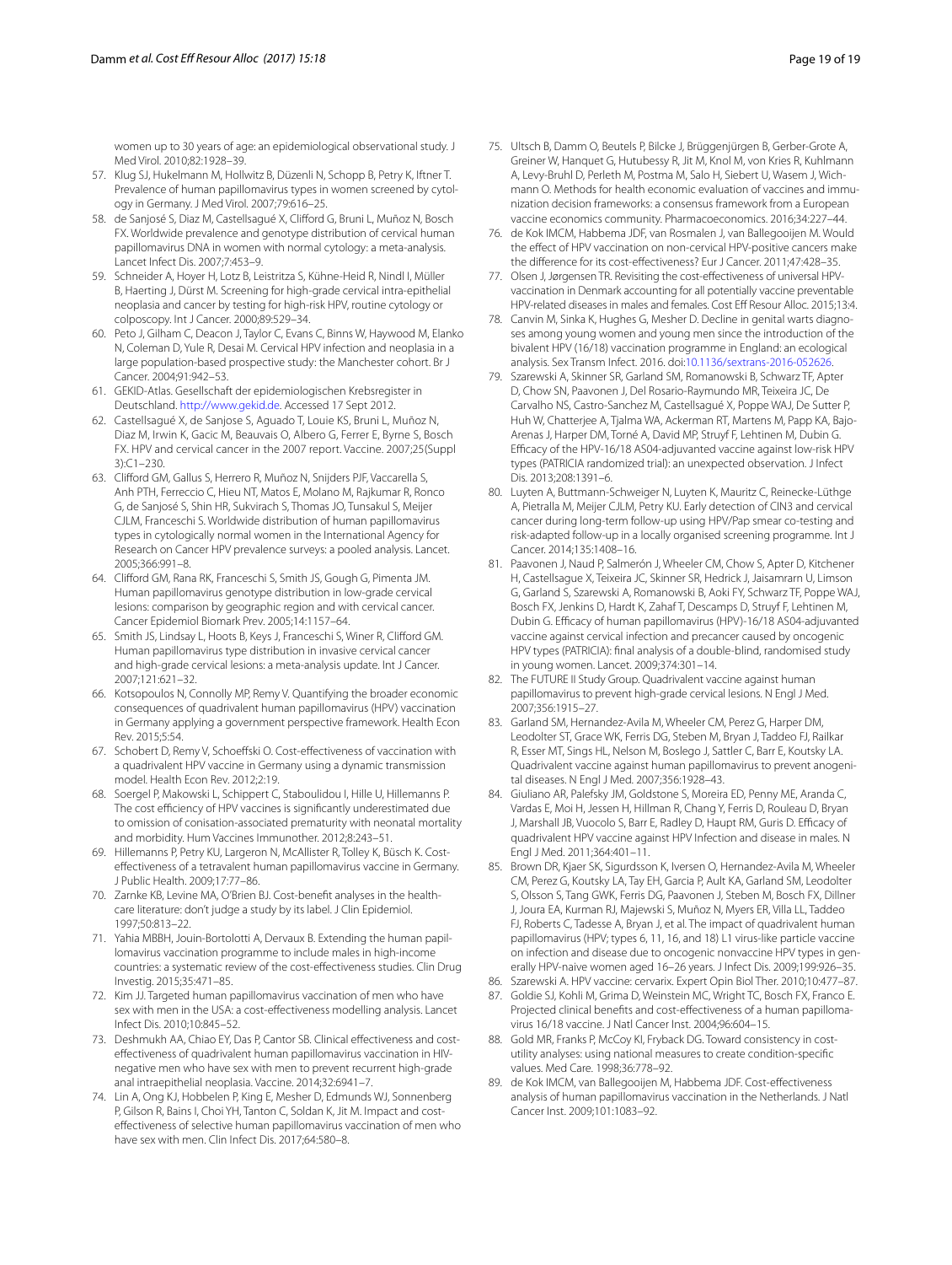women up to 30 years of age: an epidemiological observational study. J Med Virol. 2010;82:1928–39.

57. Klug SJ, Hukelmann M, Hollwitz B, Düzenli N, Schopp B, Petry K, Iftner T. Prevalence of human papillomavirus types in women screened by cytology in Germany. J Med Virol. 2007;79:616–25.
58. de Sanjosé S, Diaz M, Castellsagué X, Clifford G, Bruni L, Muñoz N, Bosch FX. Worldwide prevalence and genotype distribution of cervical human papillomavirus DNA in women with normal cytology: a meta-analysis. Lancet Infect Dis. 2007;7:453–9.
59. Schneider A, Hoyer H, Lotz B, Leistritza S, Kühne-Heid R, Nindl I, Müller B, Haerting J, Dürst M. Screening for high-grade cervical intra-epithelial neoplasia and cancer by testing for high-risk HPV, routine cytology or colposcopy. Int J Cancer. 2000;89:529–34.
60. Peto J, Gilham C, Deacon J, Taylor C, Evans C, Binns W, Haywood M, Elanko N, Coleman D, Yule R, Desai M. Cervical HPV infection and neoplasia in a large population-based prospective study: the Manchester cohort. Br J Cancer. 2004;91:942–53.
61. GEKID-Atlas. Gesellschaft der epidemiologischen Krebsregister in Deutschland. http://www.gekid.de. Accessed 17 Sept 2012.
62. Castellsagué X, de Sanjose S, Aguado T, Louie KS, Bruni L, Muñoz N, Diaz M, Irwin K, Gacic M, Beauvais O, Albero G, Ferrer E, Byrne S, Bosch FX. HPV and cervical cancer in the 2007 report. Vaccine. 2007;25(Suppl 3):C1–230.
63. Clifford GM, Gallus S, Herrero R, Muñoz N, Snijders PJF, Vaccarella S, Anh PTH, Ferreccio C, Hieu NT, Matos E, Molano M, Rajkumar R, Ronco G, de Sanjosé S, Shin HR, Sukvirach S, Thomas JO, Tunsakul S, Meijer CJLM, Franceschi S. Worldwide distribution of human papillomavirus types in cytologically normal women in the International Agency for Research on Cancer HPV prevalence surveys: a pooled analysis. Lancet. 2005;366:991–8.
64. Clifford GM, Rana RK, Franceschi S, Smith JS, Gough G, Pimenta JM. Human papillomavirus genotype distribution in low-grade cervical lesions: comparison by geographic region and with cervical cancer. Cancer Epidemiol Biomark Prev. 2005;14:1157–64.
65. Smith JS, Lindsay L, Hoots B, Keys J, Franceschi S, Winer R, Clifford GM. Human papillomavirus type distribution in invasive cervical cancer and high-grade cervical lesions: a meta-analysis update. Int J Cancer. 2007;121:621–32.
66. Kotsopoulos N, Connolly MP, Remy V. Quantifying the broader economic consequences of quadrivalent human papillomavirus (HPV) vaccination in Germany applying a government perspective framework. Health Econ Rev. 2015;5:54.
67. Schobert D, Remy V, Schoeffski O. Cost-effectiveness of vaccination with a quadrivalent HPV vaccine in Germany using a dynamic transmission model. Health Econ Rev. 2012;2:19.
68. Soergel P, Makowski L, Schippert C, Staboulidou I, Hille U, Hillemanns P. The cost efficiency of HPV vaccines is significantly underestimated due to omission of conisation-associated prematurity with neonatal mortality and morbidity. Hum Vaccines Immunother. 2012;8:243–51.
69. Hillemanns P, Petry KU, Largeron N, McAllister R, Tolley K, Büsch K. Cost-effectiveness of a tetravalent human papillomavirus vaccine in Germany. J Public Health. 2009;17:77–86.
70. Zarnke KB, Levine MA, O'Brien BJ. Cost-benefit analyses in the health-care literature: don't judge a study by its label. J Clin Epidemiol. 1997;50:813–22.
71. Yahia MBBH, Jouin-Bortolotti A, Dervaux B. Extending the human papillomavirus vaccination programme to include males in high-income countries: a systematic review of the cost-effectiveness studies. Clin Drug Investig. 2015;35:471–85.
72. Kim JJ. Targeted human papillomavirus vaccination of men who have sex with men in the USA: a cost-effectiveness modelling analysis. Lancet Infect Dis. 2010;10:845–52.
73. Deshmukh AA, Chiao EY, Das P, Cantor SB. Clinical effectiveness and cost-effectiveness of quadrivalent human papillomavirus vaccination in HIV-negative men who have sex with men to prevent recurrent high-grade anal intraepithelial neoplasia. Vaccine. 2014;32:6941–7.
74. Lin A, Ong KJ, Hobbelen P, King E, Mesher D, Edmunds WJ, Sonnenberg P, Gilson R, Bains I, Choi YH, Tanton C, Soldan K, Jit M. Impact and cost-effectiveness of selective human papillomavirus vaccination of men who have sex with men. Clin Infect Dis. 2017;64:580–8.
75. Ultsch B, Damm O, Beutels P, Bilcke J, Brüggenjürgen B, Gerber-Grote A, Greiner W, Hanquet G, Hutubessy R, Jit M, Knol M, von Kries R, Kuhlmann A, Levy-Bruhl D, Perleth M, Postma M, Salo H, Siebert U, Wasem J, Wichmann O. Methods for health economic evaluation of vaccines and immunization decision frameworks: a consensus framework from a European vaccine economics community. Pharmacoeconomics. 2016;34:227–44.
76. de Kok IMCM, Habbema JDF, van Rosmalen J, van Ballegooijen M. Would the effect of HPV vaccination on non-cervical HPV-positive cancers make the difference for its cost-effectiveness? Eur J Cancer. 2011;47:428–35.
77. Olsen J, Jørgensen TR. Revisiting the cost-effectiveness of universal HPV-vaccination in Denmark accounting for all potentially vaccine preventable HPV-related diseases in males and females. Cost Eff Resour Alloc. 2015;13:4.
78. Canvin M, Sinka K, Hughes G, Mesher D. Decline in genital warts diagnoses among young women and young men since the introduction of the bivalent HPV (16/18) vaccination programme in England: an ecological analysis. Sex Transm Infect. 2016. doi:10.1136/sextrans-2016-052626.
79. Szarewski A, Skinner SR, Garland SM, Romanowski B, Schwarz TF, Apter D, Chow SN, Paavonen J, Del Rosario-Raymundo MR, Teixeira JC, De Carvalho NS, Castro-Sanchez M, Castellsagué X, Poppe WAJ, De Sutter P, Huh W, Chatterjee A, Tjalma WA, Ackerman RT, Martens M, Papp KA, Bajo-Arenas J, Harper DM, Torné A, David MP, Struyf F, Lehtinen M, Dubin G. Efficacy of the HPV-16/18 AS04-adjuvanted vaccine against low-risk HPV types (PATRICIA randomized trial): an unexpected observation. J Infect Dis. 2013;208:1391–6.
80. Luyten A, Buttmann-Schweiger N, Luyten K, Mauritz C, Reinecke-Lüthge A, Pietralla M, Meijer CJLM, Petry KU. Early detection of CIN3 and cervical cancer during long-term follow-up using HPV/Pap smear co-testing and risk-adapted follow-up in a locally organised screening programme. Int J Cancer. 2014;135:1408–16.
81. Paavonen J, Naud P, Salmerón J, Wheeler CM, Chow S, Apter D, Kitchener H, Castellsague X, Teixeira JC, Skinner SR, Hedrick J, Jaisamrarn U, Limson G, Garland S, Szarewski A, Romanowski B, Aoki FY, Schwarz TF, Poppe WAJ, Bosch FX, Jenkins D, Hardt K, Zahaf T, Descamps D, Struyf F, Lehtinen M, Dubin G. Efficacy of human papillomavirus (HPV)-16/18 AS04-adjuvanted vaccine against cervical infection and precancer caused by oncogenic HPV types (PATRICIA): final analysis of a double-blind, randomised study in young women. Lancet. 2009;374:301–14.
82. The FUTURE II Study Group. Quadrivalent vaccine against human papillomavirus to prevent high-grade cervical lesions. N Engl J Med. 2007;356:1915–27.
83. Garland SM, Hernandez-Avila M, Wheeler CM, Perez G, Harper DM, Leodolter ST, Grace WK, Ferris DG, Steben M, Bryan J, Taddeo FJ, Railkar R, Esser MT, Sings HL, Nelson M, Boslego J, Sattler C, Barr E, Koutsky LA. Quadrivalent vaccine against human papillomavirus to prevent anogenital diseases. N Engl J Med. 2007;356:1928–43.
84. Giuliano AR, Palefsky JM, Goldstone S, Moreira ED, Penny ME, Aranda C, Vardas E, Moi H, Jessen H, Hillman R, Chang Y, Ferris D, Rouleau D, Bryan J, Marshall JB, Vuocolo S, Barr E, Radley D, Haupt RM, Guris D. Efficacy of quadrivalent HPV vaccine against HPV Infection and disease in males. N Engl J Med. 2011;364:401–11.
85. Brown DR, Kjaer SK, Sigurdsson K, Iversen O, Hernandez-Avila M, Wheeler CM, Perez G, Koutsky LA, Tay EH, Garcia P, Ault KA, Garland SM, Leodolter S, Olsson S, Tang GWK, Ferris DG, Paavonen J, Steben M, Bosch FX, Dillner J, Joura EA, Kurman RJ, Majewski S, Muñoz N, Myers ER, Villa LL, Taddeo FJ, Roberts C, Tadesse A, Bryan J, et al. The impact of quadrivalent human papillomavirus (HPV; types 6, 11, 16, and 18) L1 virus-like particle vaccine on infection and disease due to oncogenic nonvaccine HPV types in generally HPV-naive women aged 16–26 years. J Infect Dis. 2009;199:926–35.
86. Szarewski A. HPV vaccine: cervarix. Expert Opin Biol Ther. 2010;10:477–87.
87. Goldie SJ, Kohli M, Grima D, Weinstein MC, Wright TC, Bosch FX, Franco E. Projected clinical benefits and cost-effectiveness of a human papillomavirus 16/18 vaccine. J Natl Cancer Inst. 2004;96:604–15.
88. Gold MR, Franks P, McCoy KI, Fryback DG. Toward consistency in cost-utility analyses: using national measures to create condition-specific values. Med Care. 1998;36:778–92.
89. de Kok IMCM, van Ballegooijen M, Habbema JDF. Cost-effectiveness analysis of human papillomavirus vaccination in the Netherlands. J Natl Cancer Inst. 2009;101:1083–92.